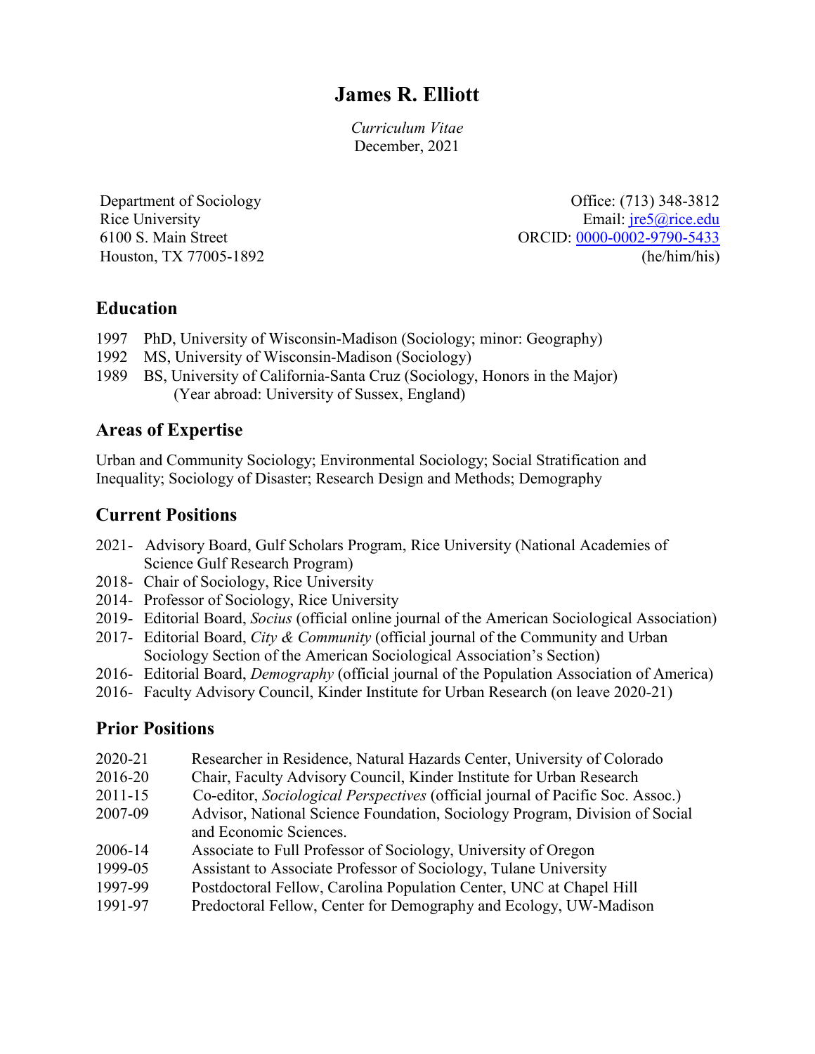# James R. Elliott

*Curriculum Vitae*
December, 2021

Department of Sociology
Rice University
6100 S. Main Street
Houston, TX 77005-1892

Office: (713) 348-3812
Email: jre5@rice.edu
ORCID: 0000-0002-9790-5433
(he/him/his)

## Education

1997 PhD, University of Wisconsin-Madison (Sociology; minor: Geography)
1992 MS, University of Wisconsin-Madison (Sociology)
1989 BS, University of California-Santa Cruz (Sociology, Honors in the Major)
(Year abroad: University of Sussex, England)

## Areas of Expertise

Urban and Community Sociology; Environmental Sociology; Social Stratification and Inequality; Sociology of Disaster; Research Design and Methods; Demography

## Current Positions

2021- Advisory Board, Gulf Scholars Program, Rice University (National Academies of Science Gulf Research Program)
2018- Chair of Sociology, Rice University
2014- Professor of Sociology, Rice University
2019- Editorial Board, *Socius* (official online journal of the American Sociological Association)
2017- Editorial Board, *City & Community* (official journal of the Community and Urban Sociology Section of the American Sociological Association's Section)
2016- Editorial Board, *Demography* (official journal of the Population Association of America)
2016- Faculty Advisory Council, Kinder Institute for Urban Research (on leave 2020-21)

## Prior Positions

2020-21 Researcher in Residence, Natural Hazards Center, University of Colorado
2016-20 Chair, Faculty Advisory Council, Kinder Institute for Urban Research
2011-15 Co-editor, *Sociological Perspectives* (official journal of Pacific Soc. Assoc.)
2007-09 Advisor, National Science Foundation, Sociology Program, Division of Social and Economic Sciences.
2006-14 Associate to Full Professor of Sociology, University of Oregon
1999-05 Assistant to Associate Professor of Sociology, Tulane University
1997-99 Postdoctoral Fellow, Carolina Population Center, UNC at Chapel Hill
1991-97 Predoctoral Fellow, Center for Demography and Ecology, UW-Madison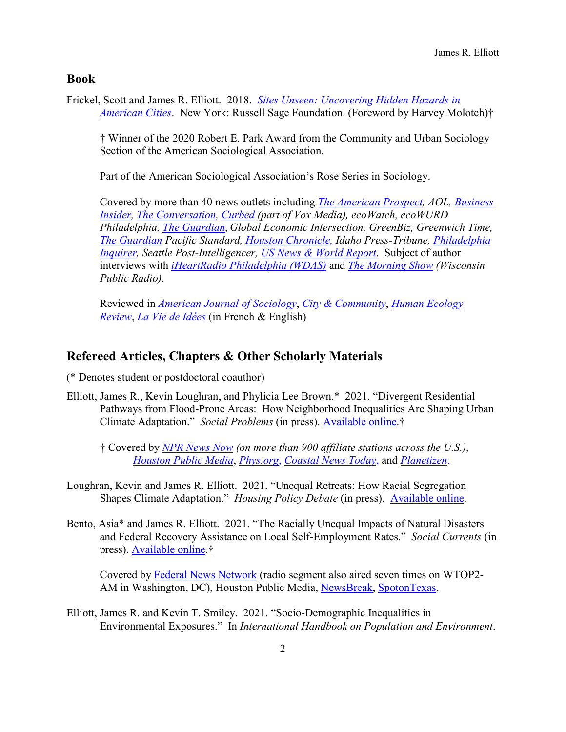## Book

Frickel, Scott and James R. Elliott. 2018. *Sites Unseen: Uncovering Hidden Hazards in American Cities*. New York: Russell Sage Foundation. (Foreword by Harvey Molotch)†

† Winner of the 2020 Robert E. Park Award from the Community and Urban Sociology Section of the American Sociological Association.

Part of the American Sociological Association's Rose Series in Sociology.

Covered by more than 40 news outlets including *The American Prospect, AOL, Business Insider, The Conversation, Curbed (part of Vox Media), ecoWatch, ecoWURD Philadelphia, The Guardian, Global Economic Intersection, GreenBiz, Greenwich Time, The Guardian Pacific Standard, Houston Chronicle, Idaho Press-Tribune, Philadelphia Inquirer, Seattle Post-Intelligencer, US News & World Report*. Subject of author interviews with *iHeartRadio Philadelphia (WDAS)* and *The Morning Show (Wisconsin Public Radio)*.

Reviewed in *American Journal of Sociology*, *City & Community*, *Human Ecology Review*, *La Vie de Idées* (in French & English)

## Refereed Articles, Chapters & Other Scholarly Materials

(* Denotes student or postdoctoral coauthor)

Elliott, James R., Kevin Loughran, and Phylicia Lee Brown.* 2021. "Divergent Residential Pathways from Flood-Prone Areas: How Neighborhood Inequalities Are Shaping Urban Climate Adaptation." *Social Problems* (in press). Available online.†

† Covered by *NPR News Now (on more than 900 affiliate stations across the U.S.)*, *Houston Public Media*, *Phys.org*, *Coastal News Today*, and *Planetizen*.

Loughran, Kevin and James R. Elliott. 2021. "Unequal Retreats: How Racial Segregation Shapes Climate Adaptation." *Housing Policy Debate* (in press). Available online.

Bento, Asia* and James R. Elliott. 2021. "The Racially Unequal Impacts of Natural Disasters and Federal Recovery Assistance on Local Self-Employment Rates." *Social Currents* (in press). Available online.†

Covered by Federal News Network (radio segment also aired seven times on WTOP2-AM in Washington, DC), Houston Public Media, NewsBreak, SpotonTexas,

Elliott, James R. and Kevin T. Smiley. 2021. "Socio-Demographic Inequalities in Environmental Exposures." In *International Handbook on Population and Environment*.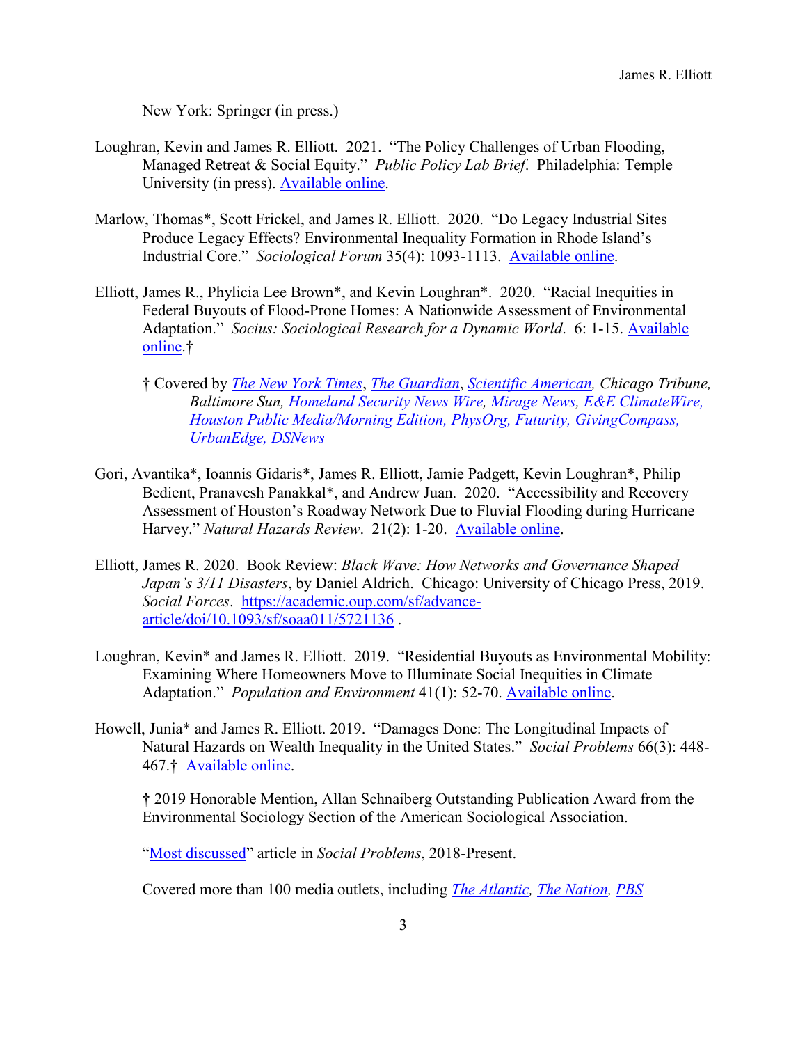New York: Springer (in press.)

Loughran, Kevin and James R. Elliott. 2021. "The Policy Challenges of Urban Flooding, Managed Retreat & Social Equity." *Public Policy Lab Brief*. Philadelphia: Temple University (in press). Available online.

Marlow, Thomas*, Scott Frickel, and James R. Elliott. 2020. "Do Legacy Industrial Sites Produce Legacy Effects? Environmental Inequality Formation in Rhode Island's Industrial Core." *Sociological Forum* 35(4): 1093-1113. Available online.

Elliott, James R., Phylicia Lee Brown*, and Kevin Loughran*. 2020. "Racial Inequities in Federal Buyouts of Flood-Prone Homes: A Nationwide Assessment of Environmental Adaptation." *Socius: Sociological Research for a Dynamic World*. 6: 1-15. Available online.†

† Covered by *The New York Times*, *The Guardian*, *Scientific American*, *Chicago Tribune, Baltimore Sun, Homeland Security News Wire, Mirage News, E&E ClimateWire, Houston Public Media/Morning Edition, PhysOrg, Futurity, GivingCompass, UrbanEdge, DSNews*

Gori, Avantika*, Ioannis Gidaris*, James R. Elliott, Jamie Padgett, Kevin Loughran*, Philip Bedient, Pranavesh Panakkal*, and Andrew Juan. 2020. "Accessibility and Recovery Assessment of Houston's Roadway Network Due to Fluvial Flooding during Hurricane Harvey." *Natural Hazards Review*. 21(2): 1-20. Available online.

Elliott, James R. 2020. Book Review: *Black Wave: How Networks and Governance Shaped Japan's 3/11 Disasters*, by Daniel Aldrich. Chicago: University of Chicago Press, 2019. *Social Forces*. https://academic.oup.com/sf/advance-article/doi/10.1093/sf/soaa011/5721136 .

Loughran, Kevin* and James R. Elliott. 2019. "Residential Buyouts as Environmental Mobility: Examining Where Homeowners Move to Illuminate Social Inequities in Climate Adaptation." *Population and Environment* 41(1): 52-70. Available online.

Howell, Junia* and James R. Elliott. 2019. "Damages Done: The Longitudinal Impacts of Natural Hazards on Wealth Inequality in the United States." *Social Problems* 66(3): 448-467.† Available online.

† 2019 Honorable Mention, Allan Schnaiberg Outstanding Publication Award from the Environmental Sociology Section of the American Sociological Association.

"Most discussed" article in *Social Problems*, 2018-Present.

Covered more than 100 media outlets, including *The Atlantic, The Nation, PBS*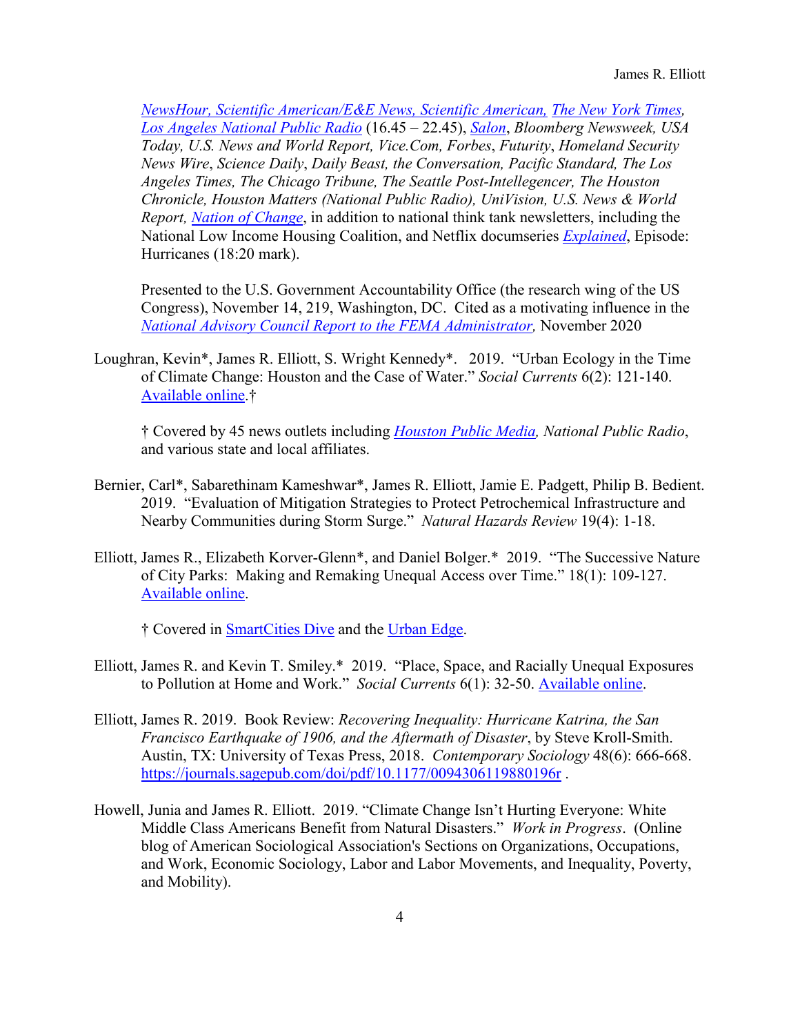*NewsHour, Scientific American/E&E News, Scientific American,* *The New York Times, Los Angeles National Public Radio* (16.45 – 22.45), *Salon*, *Bloomberg Newsweek, USA Today, U.S. News and World Report, Vice.Com, Forbes*, *Futurity*, *Homeland Security News Wire*, *Science Daily*, *Daily Beast, the Conversation, Pacific Standard, The Los Angeles Times, The Chicago Tribune, The Seattle Post-Intellegencer, The Houston Chronicle, Houston Matters (National Public Radio), UniVision, U.S. News & World Report, Nation of Change*, in addition to national think tank newsletters, including the National Low Income Housing Coalition, and Netflix documseries *Explained*, Episode: Hurricanes (18:20 mark).

Presented to the U.S. Government Accountability Office (the research wing of the US Congress), November 14, 219, Washington, DC. Cited as a motivating influence in the *National Advisory Council Report to the FEMA Administrator,* November 2020

Loughran, Kevin*, James R. Elliott, S. Wright Kennedy*. 2019. "Urban Ecology in the Time of Climate Change: Houston and the Case of Water." *Social Currents* 6(2): 121-140. Available online.†

† Covered by 45 news outlets including *Houston Public Media, National Public Radio*, and various state and local affiliates.

Bernier, Carl*, Sabarethinam Kameshwar*, James R. Elliott, Jamie E. Padgett, Philip B. Bedient. 2019. "Evaluation of Mitigation Strategies to Protect Petrochemical Infrastructure and Nearby Communities during Storm Surge." *Natural Hazards Review* 19(4): 1-18.

Elliott, James R., Elizabeth Korver-Glenn*, and Daniel Bolger.* 2019. "The Successive Nature of City Parks: Making and Remaking Unequal Access over Time." 18(1): 109-127. Available online.

† Covered in SmartCities Dive and the Urban Edge.

Elliott, James R. and Kevin T. Smiley.* 2019. "Place, Space, and Racially Unequal Exposures to Pollution at Home and Work." *Social Currents* 6(1): 32-50. Available online.

Elliott, James R. 2019. Book Review: *Recovering Inequality: Hurricane Katrina, the San Francisco Earthquake of 1906, and the Aftermath of Disaster*, by Steve Kroll-Smith. Austin, TX: University of Texas Press, 2018. *Contemporary Sociology* 48(6): 666-668. https://journals.sagepub.com/doi/pdf/10.1177/0094306119880196r .

Howell, Junia and James R. Elliott. 2019. "Climate Change Isn't Hurting Everyone: White Middle Class Americans Benefit from Natural Disasters." *Work in Progress*. (Online blog of American Sociological Association's Sections on Organizations, Occupations, and Work, Economic Sociology, Labor and Labor Movements, and Inequality, Poverty, and Mobility).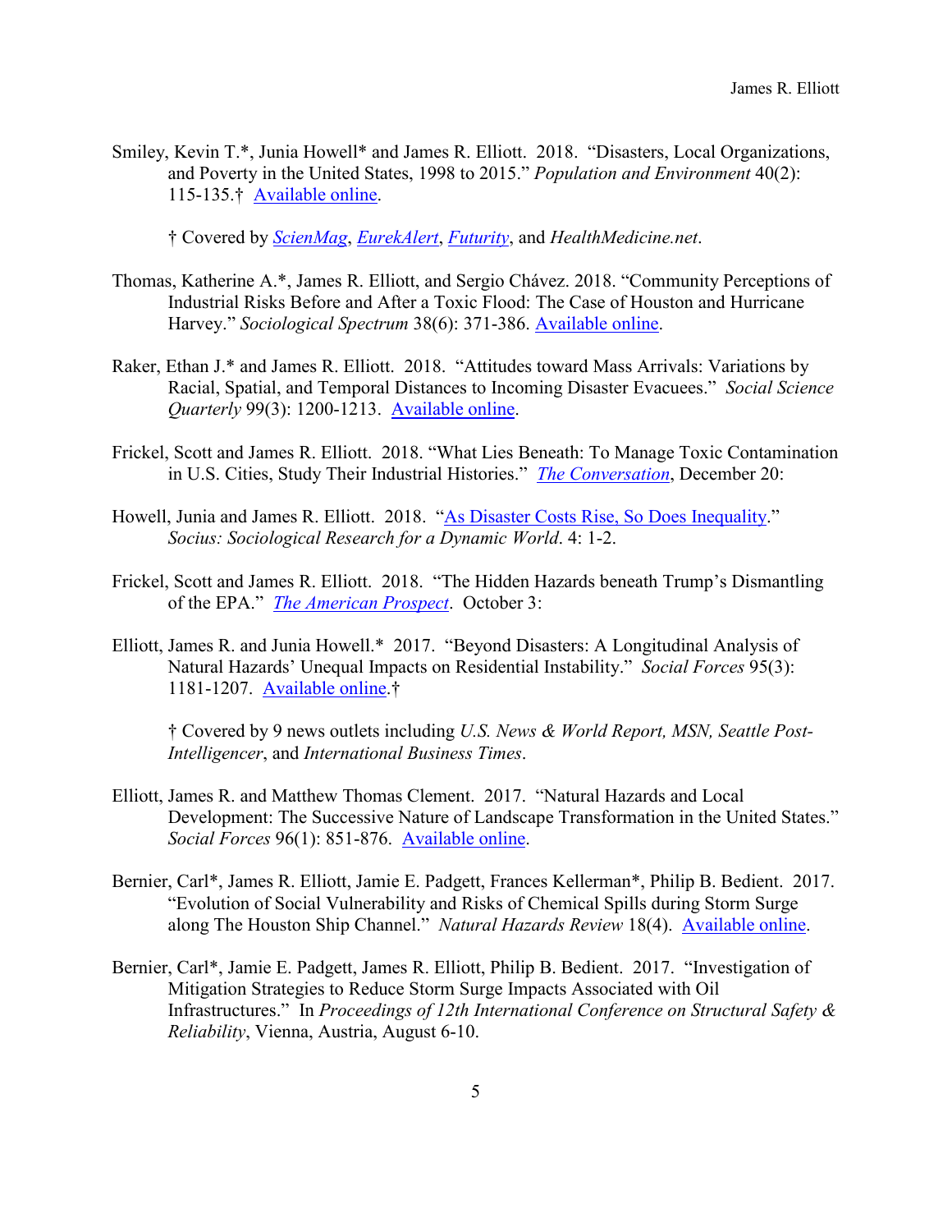Smiley, Kevin T.*, Junia Howell* and James R. Elliott. 2018. "Disasters, Local Organizations, and Poverty in the United States, 1998 to 2015." *Population and Environment* 40(2): 115-135.† Available online.

† Covered by *ScienMag*, *EurekAlert*, *Futurity*, and *HealthMedicine.net*.

Thomas, Katherine A.*, James R. Elliott, and Sergio Chávez. 2018. "Community Perceptions of Industrial Risks Before and After a Toxic Flood: The Case of Houston and Hurricane Harvey." *Sociological Spectrum* 38(6): 371-386. Available online.

Raker, Ethan J.* and James R. Elliott. 2018. "Attitudes toward Mass Arrivals: Variations by Racial, Spatial, and Temporal Distances to Incoming Disaster Evacuees." *Social Science Quarterly* 99(3): 1200-1213. Available online.

Frickel, Scott and James R. Elliott. 2018. "What Lies Beneath: To Manage Toxic Contamination in U.S. Cities, Study Their Industrial Histories." *The Conversation*, December 20:

Howell, Junia and James R. Elliott. 2018. "As Disaster Costs Rise, So Does Inequality." *Socius: Sociological Research for a Dynamic World*. 4: 1-2.

Frickel, Scott and James R. Elliott. 2018. "The Hidden Hazards beneath Trump's Dismantling of the EPA." *The American Prospect*. October 3:

Elliott, James R. and Junia Howell.* 2017. "Beyond Disasters: A Longitudinal Analysis of Natural Hazards' Unequal Impacts on Residential Instability." *Social Forces* 95(3): 1181-1207. Available online.†

† Covered by 9 news outlets including *U.S. News & World Report, MSN, Seattle Post-Intelligencer*, and *International Business Times*.

Elliott, James R. and Matthew Thomas Clement. 2017. "Natural Hazards and Local Development: The Successive Nature of Landscape Transformation in the United States." *Social Forces* 96(1): 851-876. Available online.

Bernier, Carl*, James R. Elliott, Jamie E. Padgett, Frances Kellerman*, Philip B. Bedient. 2017. "Evolution of Social Vulnerability and Risks of Chemical Spills during Storm Surge along The Houston Ship Channel." *Natural Hazards Review* 18(4). Available online.

Bernier, Carl*, Jamie E. Padgett, James R. Elliott, Philip B. Bedient. 2017. "Investigation of Mitigation Strategies to Reduce Storm Surge Impacts Associated with Oil Infrastructures." In *Proceedings of 12th International Conference on Structural Safety & Reliability*, Vienna, Austria, August 6-10.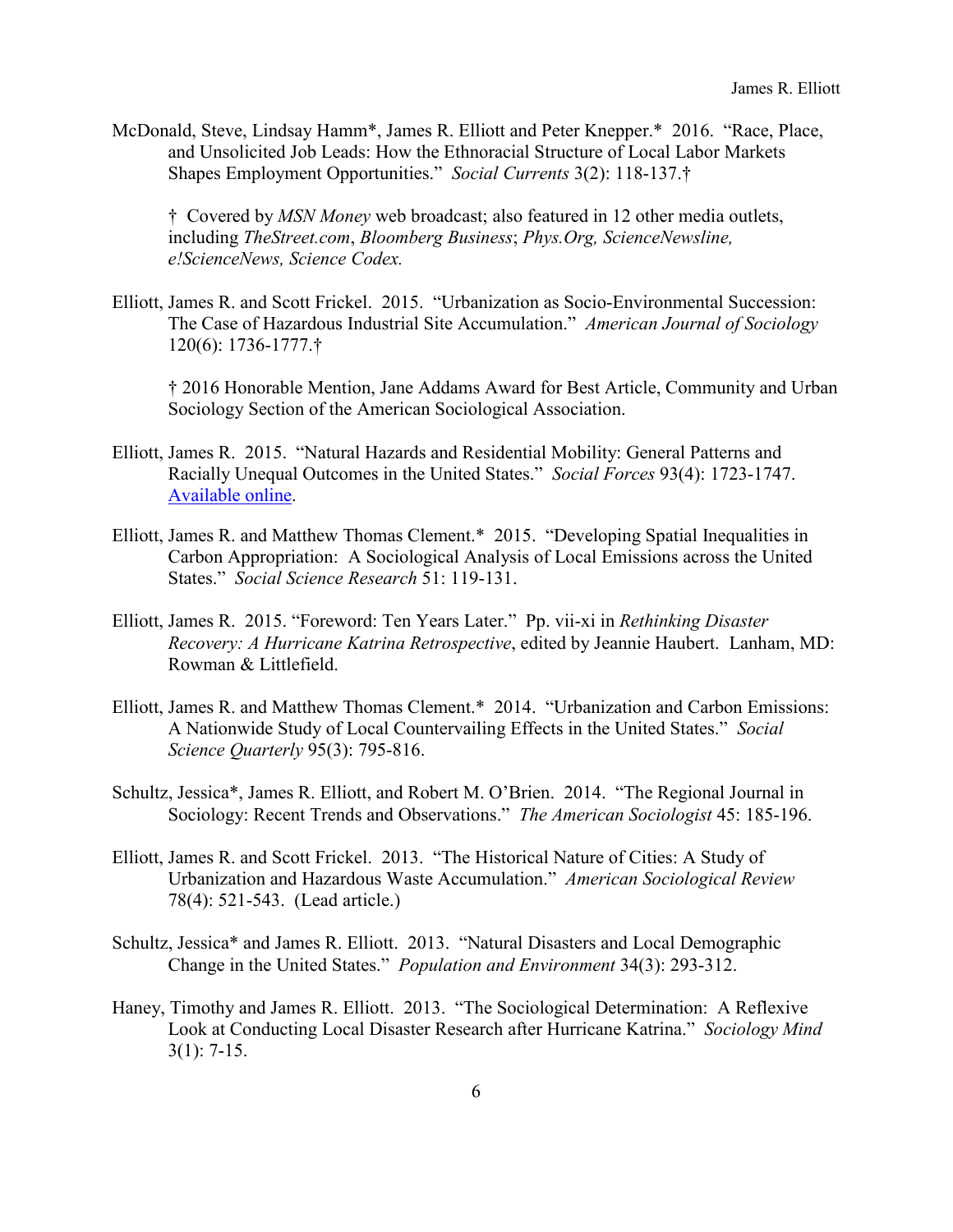McDonald, Steve, Lindsay Hamm*, James R. Elliott and Peter Knepper.* 2016. "Race, Place, and Unsolicited Job Leads: How the Ethnoracial Structure of Local Labor Markets Shapes Employment Opportunities." *Social Currents* 3(2): 118-137.†

> † Covered by *MSN Money* web broadcast; also featured in 12 other media outlets, including *TheStreet.com*, *Bloomberg Business*; *Phys.Org, ScienceNewsline, e!ScienceNews, Science Codex.*

Elliott, James R. and Scott Frickel. 2015. "Urbanization as Socio-Environmental Succession: The Case of Hazardous Industrial Site Accumulation." *American Journal of Sociology* 120(6): 1736-1777.†

> † 2016 Honorable Mention, Jane Addams Award for Best Article, Community and Urban Sociology Section of the American Sociological Association.

Elliott, James R. 2015. "Natural Hazards and Residential Mobility: General Patterns and Racially Unequal Outcomes in the United States." *Social Forces* 93(4): 1723-1747. Available online.

Elliott, James R. and Matthew Thomas Clement.* 2015. "Developing Spatial Inequalities in Carbon Appropriation: A Sociological Analysis of Local Emissions across the United States." *Social Science Research* 51: 119-131.

Elliott, James R. 2015. "Foreword: Ten Years Later." Pp. vii-xi in *Rethinking Disaster Recovery: A Hurricane Katrina Retrospective*, edited by Jeannie Haubert. Lanham, MD: Rowman & Littlefield.

Elliott, James R. and Matthew Thomas Clement.* 2014. "Urbanization and Carbon Emissions: A Nationwide Study of Local Countervailing Effects in the United States." *Social Science Quarterly* 95(3): 795-816.

Schultz, Jessica*, James R. Elliott, and Robert M. O'Brien. 2014. "The Regional Journal in Sociology: Recent Trends and Observations." *The American Sociologist* 45: 185-196.

Elliott, James R. and Scott Frickel. 2013. "The Historical Nature of Cities: A Study of Urbanization and Hazardous Waste Accumulation." *American Sociological Review* 78(4): 521-543. (Lead article.)

Schultz, Jessica* and James R. Elliott. 2013. "Natural Disasters and Local Demographic Change in the United States." *Population and Environment* 34(3): 293-312.

Haney, Timothy and James R. Elliott. 2013. "The Sociological Determination: A Reflexive Look at Conducting Local Disaster Research after Hurricane Katrina." *Sociology Mind* 3(1): 7-15.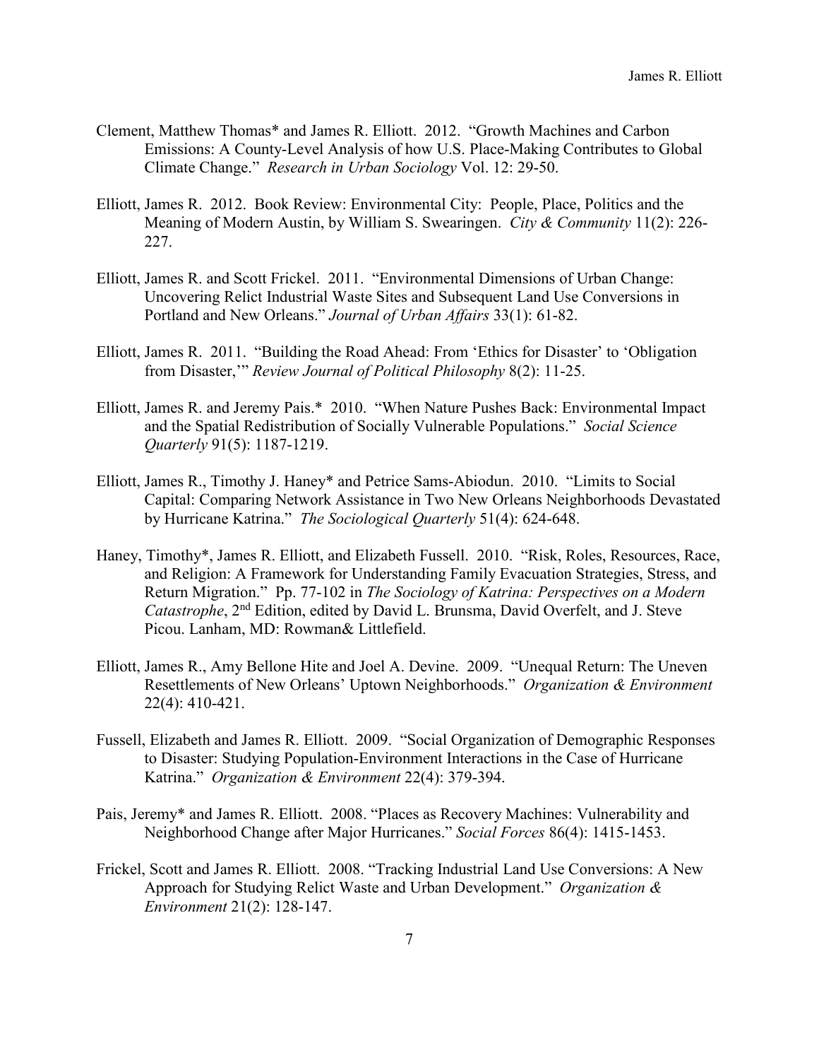Clement, Matthew Thomas* and James R. Elliott. 2012. "Growth Machines and Carbon Emissions: A County-Level Analysis of how U.S. Place-Making Contributes to Global Climate Change." *Research in Urban Sociology* Vol. 12: 29-50.

Elliott, James R. 2012. Book Review: Environmental City: People, Place, Politics and the Meaning of Modern Austin, by William S. Swearingen. *City & Community* 11(2): 226-227.

Elliott, James R. and Scott Frickel. 2011. "Environmental Dimensions of Urban Change: Uncovering Relict Industrial Waste Sites and Subsequent Land Use Conversions in Portland and New Orleans." *Journal of Urban Affairs* 33(1): 61-82.

Elliott, James R. 2011. "Building the Road Ahead: From 'Ethics for Disaster' to 'Obligation from Disaster,'" *Review Journal of Political Philosophy* 8(2): 11-25.

Elliott, James R. and Jeremy Pais.* 2010. "When Nature Pushes Back: Environmental Impact and the Spatial Redistribution of Socially Vulnerable Populations." *Social Science Quarterly* 91(5): 1187-1219.

Elliott, James R., Timothy J. Haney* and Petrice Sams-Abiodun. 2010. "Limits to Social Capital: Comparing Network Assistance in Two New Orleans Neighborhoods Devastated by Hurricane Katrina." *The Sociological Quarterly* 51(4): 624-648.

Haney, Timothy*, James R. Elliott, and Elizabeth Fussell. 2010. "Risk, Roles, Resources, Race, and Religion: A Framework for Understanding Family Evacuation Strategies, Stress, and Return Migration." Pp. 77-102 in *The Sociology of Katrina: Perspectives on a Modern Catastrophe*, 2nd Edition, edited by David L. Brunsma, David Overfelt, and J. Steve Picou. Lanham, MD: Rowman& Littlefield.

Elliott, James R., Amy Bellone Hite and Joel A. Devine. 2009. "Unequal Return: The Uneven Resettlements of New Orleans' Uptown Neighborhoods." *Organization & Environment* 22(4): 410-421.

Fussell, Elizabeth and James R. Elliott. 2009. "Social Organization of Demographic Responses to Disaster: Studying Population-Environment Interactions in the Case of Hurricane Katrina." *Organization & Environment* 22(4): 379-394.

Pais, Jeremy* and James R. Elliott. 2008. "Places as Recovery Machines: Vulnerability and Neighborhood Change after Major Hurricanes." *Social Forces* 86(4): 1415-1453.

Frickel, Scott and James R. Elliott. 2008. "Tracking Industrial Land Use Conversions: A New Approach for Studying Relict Waste and Urban Development." *Organization & Environment* 21(2): 128-147.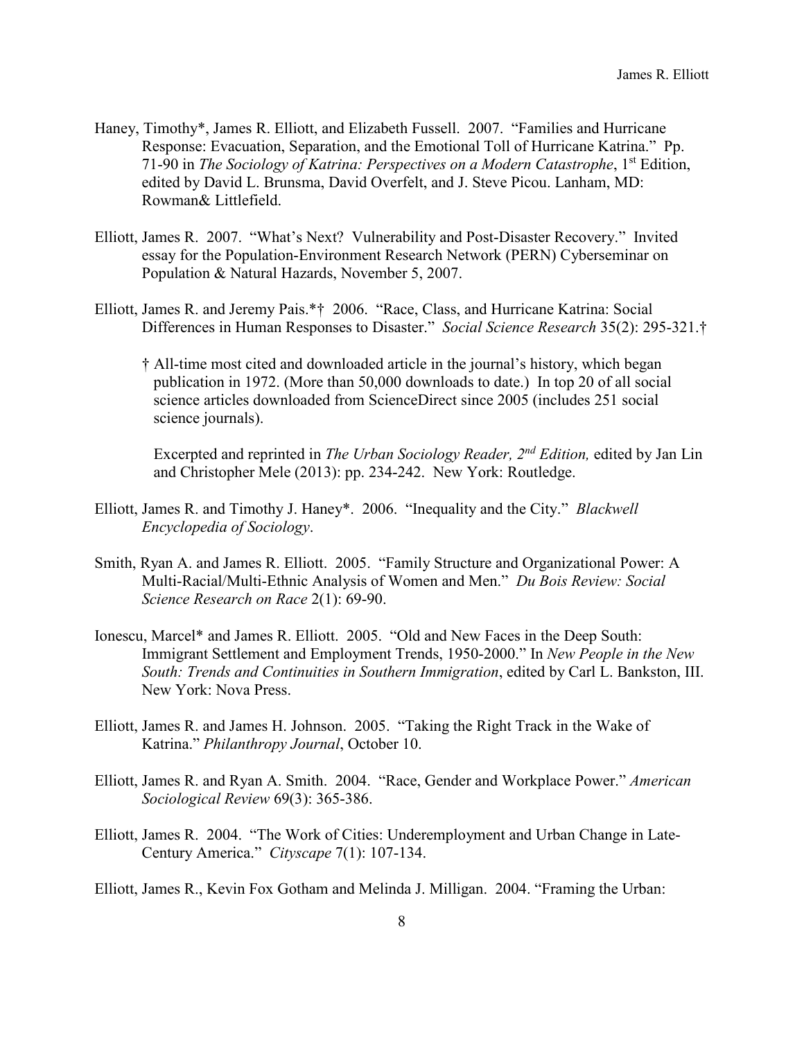Haney, Timothy*, James R. Elliott, and Elizabeth Fussell. 2007. "Families and Hurricane Response: Evacuation, Separation, and the Emotional Toll of Hurricane Katrina." Pp. 71-90 in *The Sociology of Katrina: Perspectives on a Modern Catastrophe*, 1st Edition, edited by David L. Brunsma, David Overfelt, and J. Steve Picou. Lanham, MD: Rowman& Littlefield.

Elliott, James R. 2007. "What's Next? Vulnerability and Post-Disaster Recovery." Invited essay for the Population-Environment Research Network (PERN) Cyberseminar on Population & Natural Hazards, November 5, 2007.

Elliott, James R. and Jeremy Pais.*† 2006. "Race, Class, and Hurricane Katrina: Social Differences in Human Responses to Disaster." *Social Science Research* 35(2): 295-321.†

† All-time most cited and downloaded article in the journal's history, which began publication in 1972. (More than 50,000 downloads to date.) In top 20 of all social science articles downloaded from ScienceDirect since 2005 (includes 251 social science journals).

Excerpted and reprinted in *The Urban Sociology Reader, 2nd Edition,* edited by Jan Lin and Christopher Mele (2013): pp. 234-242. New York: Routledge.

Elliott, James R. and Timothy J. Haney*. 2006. "Inequality and the City." *Blackwell Encyclopedia of Sociology*.

Smith, Ryan A. and James R. Elliott. 2005. "Family Structure and Organizational Power: A Multi-Racial/Multi-Ethnic Analysis of Women and Men." *Du Bois Review: Social Science Research on Race* 2(1): 69-90.

Ionescu, Marcel* and James R. Elliott. 2005. "Old and New Faces in the Deep South: Immigrant Settlement and Employment Trends, 1950-2000." In *New People in the New South: Trends and Continuities in Southern Immigration*, edited by Carl L. Bankston, III. New York: Nova Press.

Elliott, James R. and James H. Johnson. 2005. "Taking the Right Track in the Wake of Katrina." *Philanthropy Journal*, October 10.

Elliott, James R. and Ryan A. Smith. 2004. "Race, Gender and Workplace Power." *American Sociological Review* 69(3): 365-386.

Elliott, James R. 2004. "The Work of Cities: Underemployment and Urban Change in Late-Century America." *Cityscape* 7(1): 107-134.

Elliott, James R., Kevin Fox Gotham and Melinda J. Milligan. 2004. "Framing the Urban: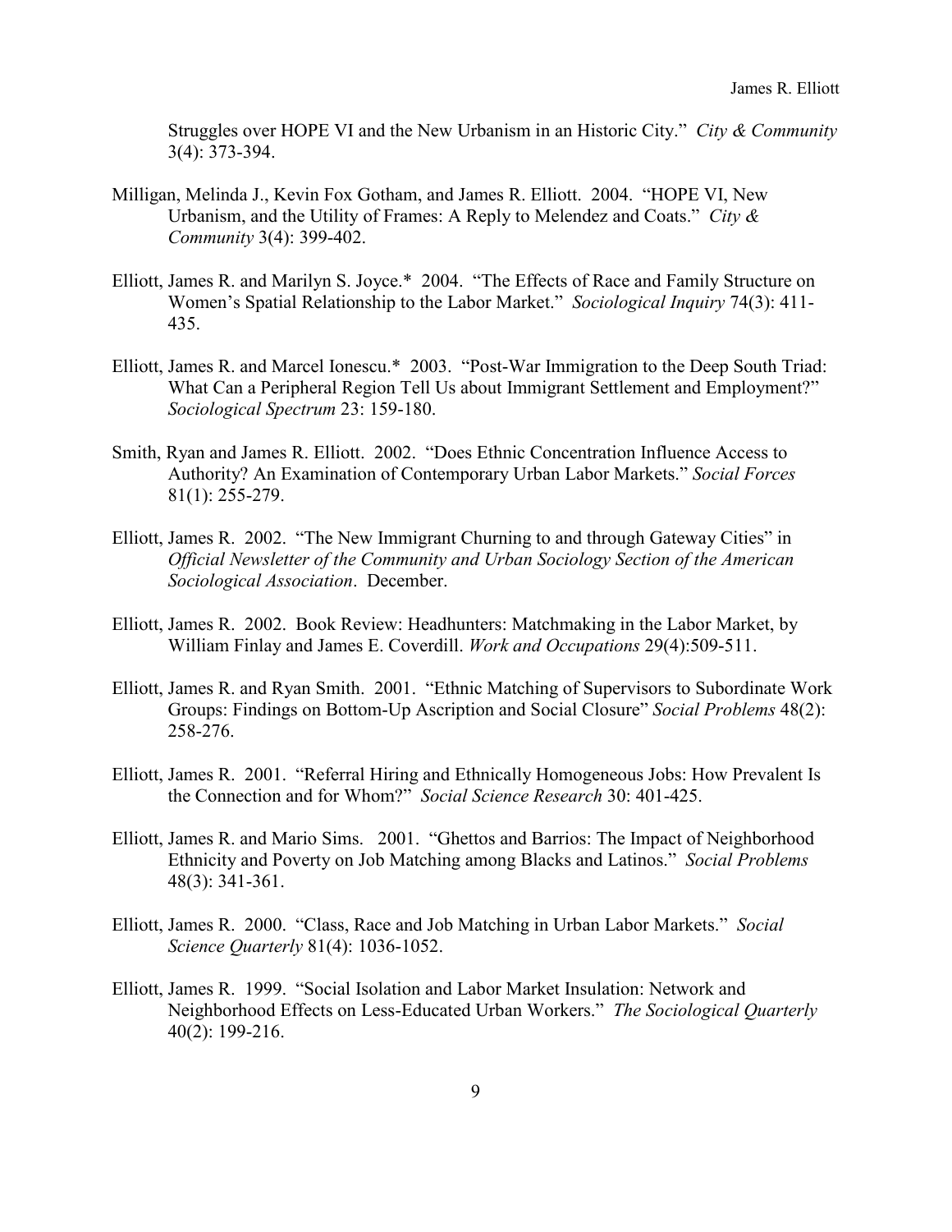Struggles over HOPE VI and the New Urbanism in an Historic City." *City & Community* 3(4): 373-394.

Milligan, Melinda J., Kevin Fox Gotham, and James R. Elliott. 2004. "HOPE VI, New Urbanism, and the Utility of Frames: A Reply to Melendez and Coats." *City & Community* 3(4): 399-402.

Elliott, James R. and Marilyn S. Joyce.* 2004. "The Effects of Race and Family Structure on Women's Spatial Relationship to the Labor Market." *Sociological Inquiry* 74(3): 411-435.

Elliott, James R. and Marcel Ionescu.* 2003. "Post-War Immigration to the Deep South Triad: What Can a Peripheral Region Tell Us about Immigrant Settlement and Employment?" *Sociological Spectrum* 23: 159-180.

Smith, Ryan and James R. Elliott. 2002. "Does Ethnic Concentration Influence Access to Authority? An Examination of Contemporary Urban Labor Markets." *Social Forces* 81(1): 255-279.

Elliott, James R. 2002. "The New Immigrant Churning to and through Gateway Cities" in *Official Newsletter of the Community and Urban Sociology Section of the American Sociological Association*. December.

Elliott, James R. 2002. Book Review: Headhunters: Matchmaking in the Labor Market, by William Finlay and James E. Coverdill. *Work and Occupations* 29(4):509-511.

Elliott, James R. and Ryan Smith. 2001. "Ethnic Matching of Supervisors to Subordinate Work Groups: Findings on Bottom-Up Ascription and Social Closure" *Social Problems* 48(2): 258-276.

Elliott, James R. 2001. "Referral Hiring and Ethnically Homogeneous Jobs: How Prevalent Is the Connection and for Whom?" *Social Science Research* 30: 401-425.

Elliott, James R. and Mario Sims. 2001. "Ghettos and Barrios: The Impact of Neighborhood Ethnicity and Poverty on Job Matching among Blacks and Latinos." *Social Problems* 48(3): 341-361.

Elliott, James R. 2000. "Class, Race and Job Matching in Urban Labor Markets." *Social Science Quarterly* 81(4): 1036-1052.

Elliott, James R. 1999. "Social Isolation and Labor Market Insulation: Network and Neighborhood Effects on Less-Educated Urban Workers." *The Sociological Quarterly* 40(2): 199-216.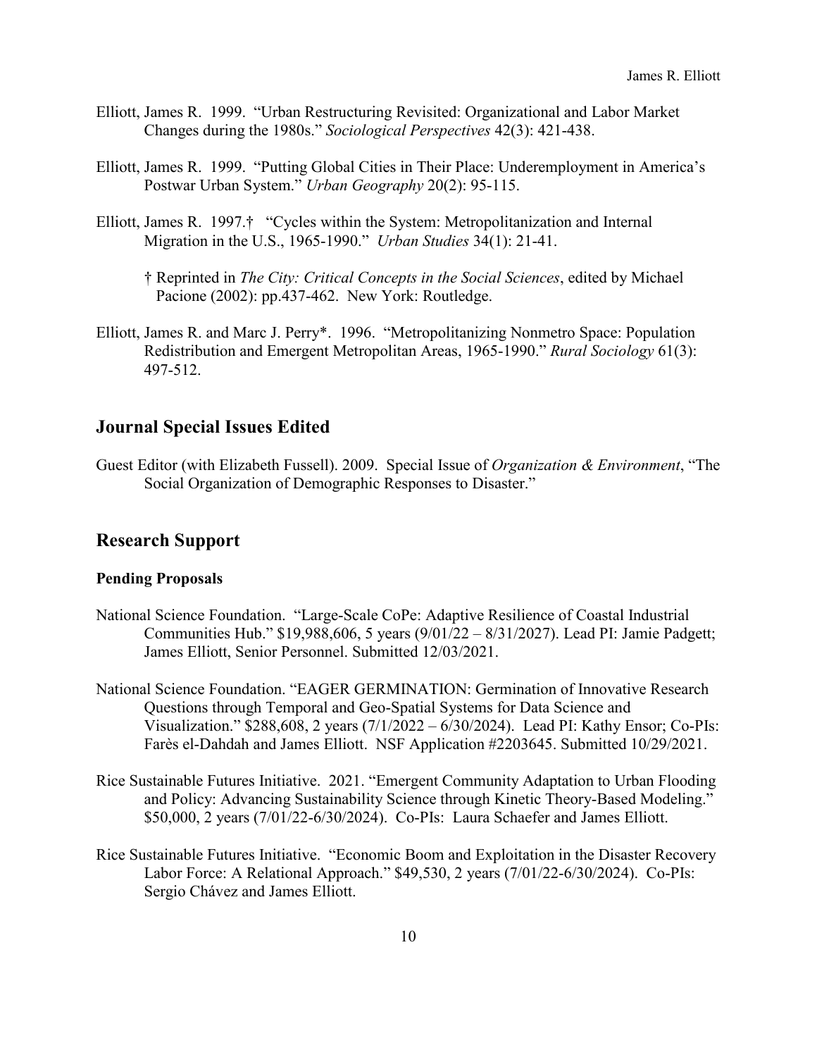Elliott, James R. 1999. "Urban Restructuring Revisited: Organizational and Labor Market Changes during the 1980s." *Sociological Perspectives* 42(3): 421-438.

Elliott, James R. 1999. "Putting Global Cities in Their Place: Underemployment in America's Postwar Urban System." *Urban Geography* 20(2): 95-115.

Elliott, James R. 1997.† "Cycles within the System: Metropolitanization and Internal Migration in the U.S., 1965-1990." *Urban Studies* 34(1): 21-41.

> † Reprinted in *The City: Critical Concepts in the Social Sciences*, edited by Michael Pacione (2002): pp.437-462. New York: Routledge.

Elliott, James R. and Marc J. Perry*. 1996. "Metropolitanizing Nonmetro Space: Population Redistribution and Emergent Metropolitan Areas, 1965-1990." *Rural Sociology* 61(3): 497-512.

## Journal Special Issues Edited

Guest Editor (with Elizabeth Fussell). 2009. Special Issue of *Organization & Environment*, "The Social Organization of Demographic Responses to Disaster."

## Research Support

### Pending Proposals

National Science Foundation. "Large-Scale CoPe: Adaptive Resilience of Coastal Industrial Communities Hub." $19,988,606, 5 years (9/01/22 – 8/31/2027). Lead PI: Jamie Padgett; James Elliott, Senior Personnel. Submitted 12/03/2021.

National Science Foundation. "EAGER GERMINATION: Germination of Innovative Research Questions through Temporal and Geo-Spatial Systems for Data Science and Visualization." $288,608, 2 years (7/1/2022 – 6/30/2024). Lead PI: Kathy Ensor; Co-PIs: Farès el-Dahdah and James Elliott. NSF Application #2203645. Submitted 10/29/2021.

Rice Sustainable Futures Initiative. 2021. "Emergent Community Adaptation to Urban Flooding and Policy: Advancing Sustainability Science through Kinetic Theory-Based Modeling." $50,000, 2 years (7/01/22-6/30/2024). Co-PIs: Laura Schaefer and James Elliott.

Rice Sustainable Futures Initiative. "Economic Boom and Exploitation in the Disaster Recovery Labor Force: A Relational Approach." $49,530, 2 years (7/01/22-6/30/2024). Co-PIs: Sergio Chávez and James Elliott.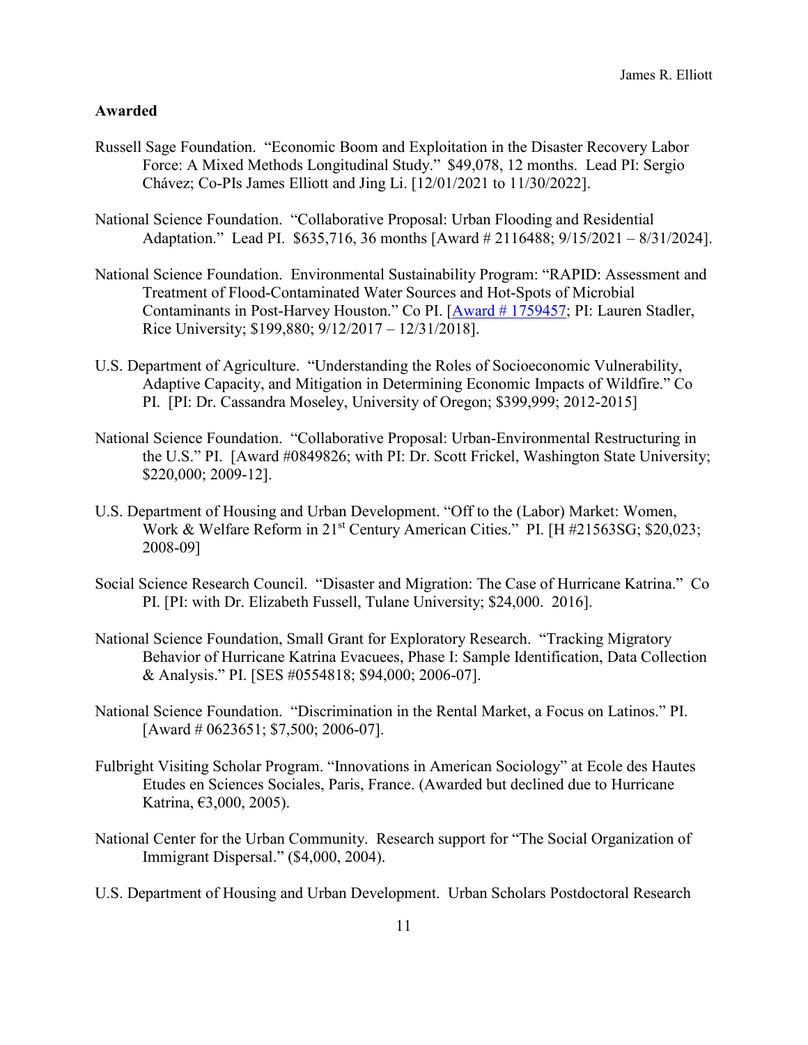**Awarded**

Russell Sage Foundation. "Economic Boom and Exploitation in the Disaster Recovery Labor Force: A Mixed Methods Longitudinal Study." $49,078, 12 months. Lead PI: Sergio Chávez; Co-PIs James Elliott and Jing Li. [12/01/2021 to 11/30/2022].

National Science Foundation. "Collaborative Proposal: Urban Flooding and Residential Adaptation." Lead PI. $635,716, 36 months [Award # 2116488; 9/15/2021 – 8/31/2024].

National Science Foundation. Environmental Sustainability Program: "RAPID: Assessment and Treatment of Flood-Contaminated Water Sources and Hot-Spots of Microbial Contaminants in Post-Harvey Houston." Co PI. [Award # 1759457; PI: Lauren Stadler, Rice University; $199,880; 9/12/2017 – 12/31/2018].

U.S. Department of Agriculture. "Understanding the Roles of Socioeconomic Vulnerability, Adaptive Capacity, and Mitigation in Determining Economic Impacts of Wildfire." Co PI. [PI: Dr. Cassandra Moseley, University of Oregon; $399,999; 2012-2015]

National Science Foundation. "Collaborative Proposal: Urban-Environmental Restructuring in the U.S." PI. [Award #0849826; with PI: Dr. Scott Frickel, Washington State University; $220,000; 2009-12].

U.S. Department of Housing and Urban Development. "Off to the (Labor) Market: Women, Work & Welfare Reform in 21st Century American Cities." PI. [H #21563SG; $20,023; 2008-09]

Social Science Research Council. "Disaster and Migration: The Case of Hurricane Katrina." Co PI. [PI: with Dr. Elizabeth Fussell, Tulane University; $24,000. 2016].

National Science Foundation, Small Grant for Exploratory Research. "Tracking Migratory Behavior of Hurricane Katrina Evacuees, Phase I: Sample Identification, Data Collection & Analysis." PI. [SES #0554818; $94,000; 2006-07].

National Science Foundation. "Discrimination in the Rental Market, a Focus on Latinos." PI. [Award # 0623651; $7,500; 2006-07].

Fulbright Visiting Scholar Program. "Innovations in American Sociology" at Ecole des Hautes Etudes en Sciences Sociales, Paris, France. (Awarded but declined due to Hurricane Katrina, €3,000, 2005).

National Center for the Urban Community. Research support for "The Social Organization of Immigrant Dispersal." ($4,000, 2004).

U.S. Department of Housing and Urban Development. Urban Scholars Postdoctoral Research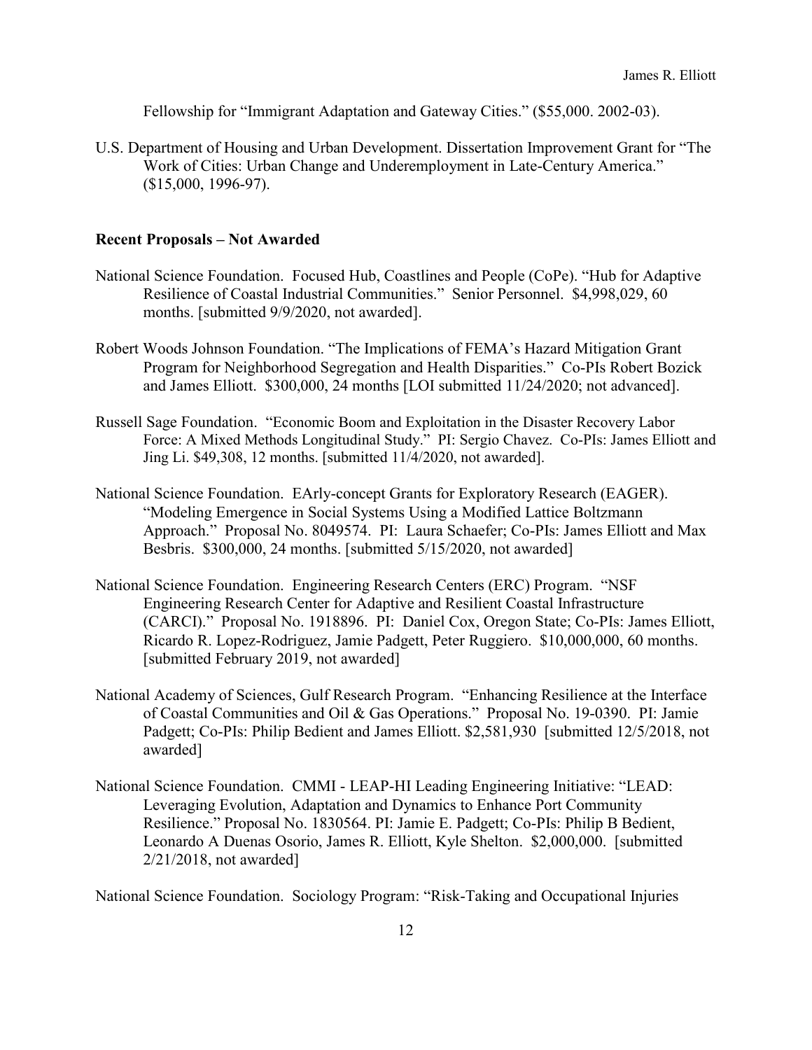Fellowship for "Immigrant Adaptation and Gateway Cities." ($55,000. 2002-03).

U.S. Department of Housing and Urban Development. Dissertation Improvement Grant for "The Work of Cities: Urban Change and Underemployment in Late-Century America." ($15,000, 1996-97).

**Recent Proposals – Not Awarded**

National Science Foundation. Focused Hub, Coastlines and People (CoPe). "Hub for Adaptive Resilience of Coastal Industrial Communities." Senior Personnel. $4,998,029, 60 months. [submitted 9/9/2020, not awarded].

Robert Woods Johnson Foundation. "The Implications of FEMA's Hazard Mitigation Grant Program for Neighborhood Segregation and Health Disparities." Co-PIs Robert Bozick and James Elliott. $300,000, 24 months [LOI submitted 11/24/2020; not advanced].

Russell Sage Foundation. "Economic Boom and Exploitation in the Disaster Recovery Labor Force: A Mixed Methods Longitudinal Study." PI: Sergio Chavez. Co-PIs: James Elliott and Jing Li. $49,308, 12 months. [submitted 11/4/2020, not awarded].

National Science Foundation. EArly-concept Grants for Exploratory Research (EAGER). "Modeling Emergence in Social Systems Using a Modified Lattice Boltzmann Approach." Proposal No. 8049574. PI: Laura Schaefer; Co-PIs: James Elliott and Max Besbris. $300,000, 24 months. [submitted 5/15/2020, not awarded]

National Science Foundation. Engineering Research Centers (ERC) Program. "NSF Engineering Research Center for Adaptive and Resilient Coastal Infrastructure (CARCI)." Proposal No. 1918896. PI: Daniel Cox, Oregon State; Co-PIs: James Elliott, Ricardo R. Lopez-Rodriguez, Jamie Padgett, Peter Ruggiero. $10,000,000, 60 months. [submitted February 2019, not awarded]

National Academy of Sciences, Gulf Research Program. "Enhancing Resilience at the Interface of Coastal Communities and Oil & Gas Operations." Proposal No. 19-0390. PI: Jamie Padgett; Co-PIs: Philip Bedient and James Elliott. $2,581,930 [submitted 12/5/2018, not awarded]

National Science Foundation. CMMI - LEAP-HI Leading Engineering Initiative: "LEAD: Leveraging Evolution, Adaptation and Dynamics to Enhance Port Community Resilience." Proposal No. 1830564. PI: Jamie E. Padgett; Co-PIs: Philip B Bedient, Leonardo A Duenas Osorio, James R. Elliott, Kyle Shelton. $2,000,000. [submitted 2/21/2018, not awarded]

National Science Foundation. Sociology Program: "Risk-Taking and Occupational Injuries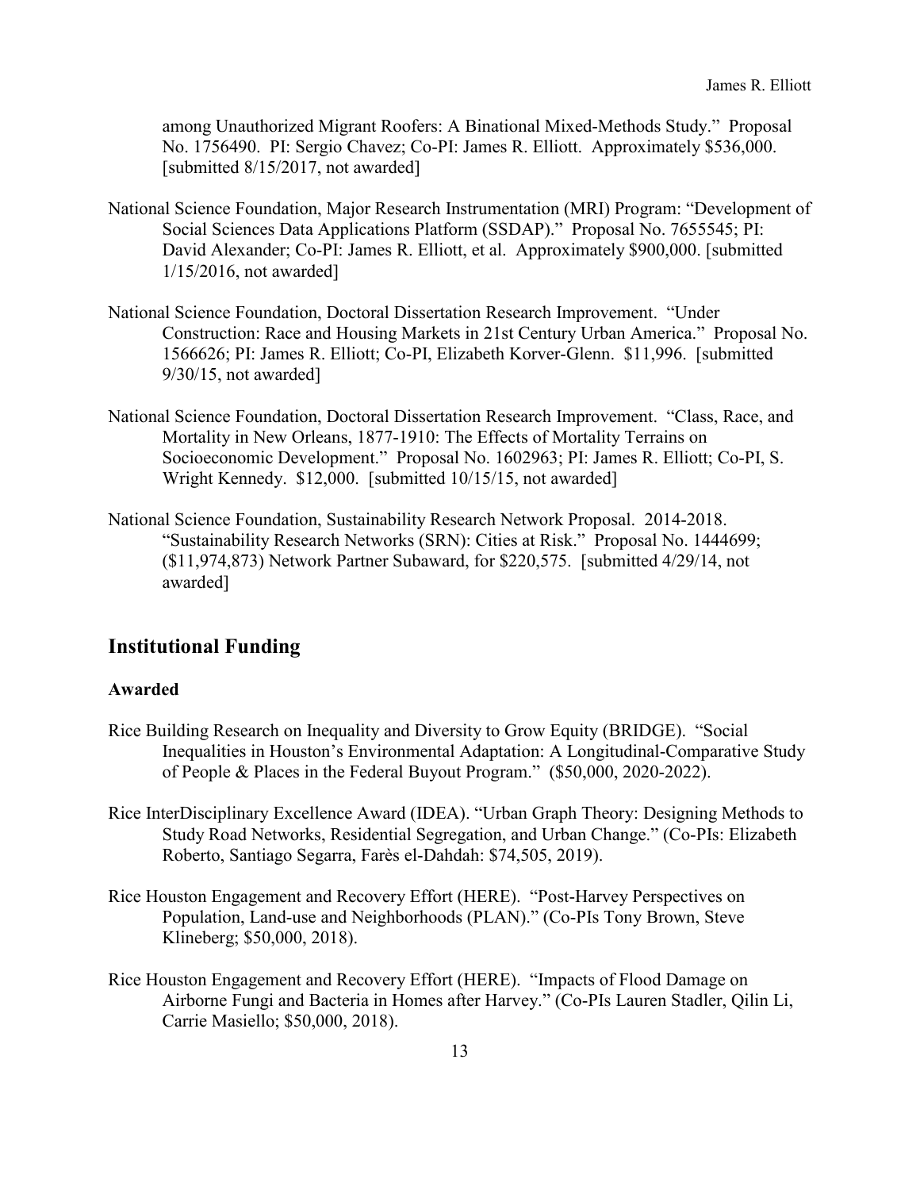among Unauthorized Migrant Roofers: A Binational Mixed-Methods Study." Proposal No. 1756490. PI: Sergio Chavez; Co-PI: James R. Elliott. Approximately $536,000. [submitted 8/15/2017, not awarded]

National Science Foundation, Major Research Instrumentation (MRI) Program: "Development of Social Sciences Data Applications Platform (SSDAP)." Proposal No. 7655545; PI: David Alexander; Co-PI: James R. Elliott, et al. Approximately $900,000. [submitted 1/15/2016, not awarded]

National Science Foundation, Doctoral Dissertation Research Improvement. "Under Construction: Race and Housing Markets in 21st Century Urban America." Proposal No. 1566626; PI: James R. Elliott; Co-PI, Elizabeth Korver-Glenn. $11,996. [submitted 9/30/15, not awarded]

National Science Foundation, Doctoral Dissertation Research Improvement. "Class, Race, and Mortality in New Orleans, 1877-1910: The Effects of Mortality Terrains on Socioeconomic Development." Proposal No. 1602963; PI: James R. Elliott; Co-PI, S. Wright Kennedy. $12,000. [submitted 10/15/15, not awarded]

National Science Foundation, Sustainability Research Network Proposal. 2014-2018. "Sustainability Research Networks (SRN): Cities at Risk." Proposal No. 1444699; ($11,974,873) Network Partner Subaward, for $220,575. [submitted 4/29/14, not awarded]

## Institutional Funding

### Awarded

Rice Building Research on Inequality and Diversity to Grow Equity (BRIDGE). "Social Inequalities in Houston's Environmental Adaptation: A Longitudinal-Comparative Study of People & Places in the Federal Buyout Program." ($50,000, 2020-2022).

Rice InterDisciplinary Excellence Award (IDEA). "Urban Graph Theory: Designing Methods to Study Road Networks, Residential Segregation, and Urban Change." (Co-PIs: Elizabeth Roberto, Santiago Segarra, Farès el-Dahdah: $74,505, 2019).

Rice Houston Engagement and Recovery Effort (HERE). "Post-Harvey Perspectives on Population, Land-use and Neighborhoods (PLAN)." (Co-PIs Tony Brown, Steve Klineberg; $50,000, 2018).

Rice Houston Engagement and Recovery Effort (HERE). "Impacts of Flood Damage on Airborne Fungi and Bacteria in Homes after Harvey." (Co-PIs Lauren Stadler, Qilin Li, Carrie Masiello; $50,000, 2018).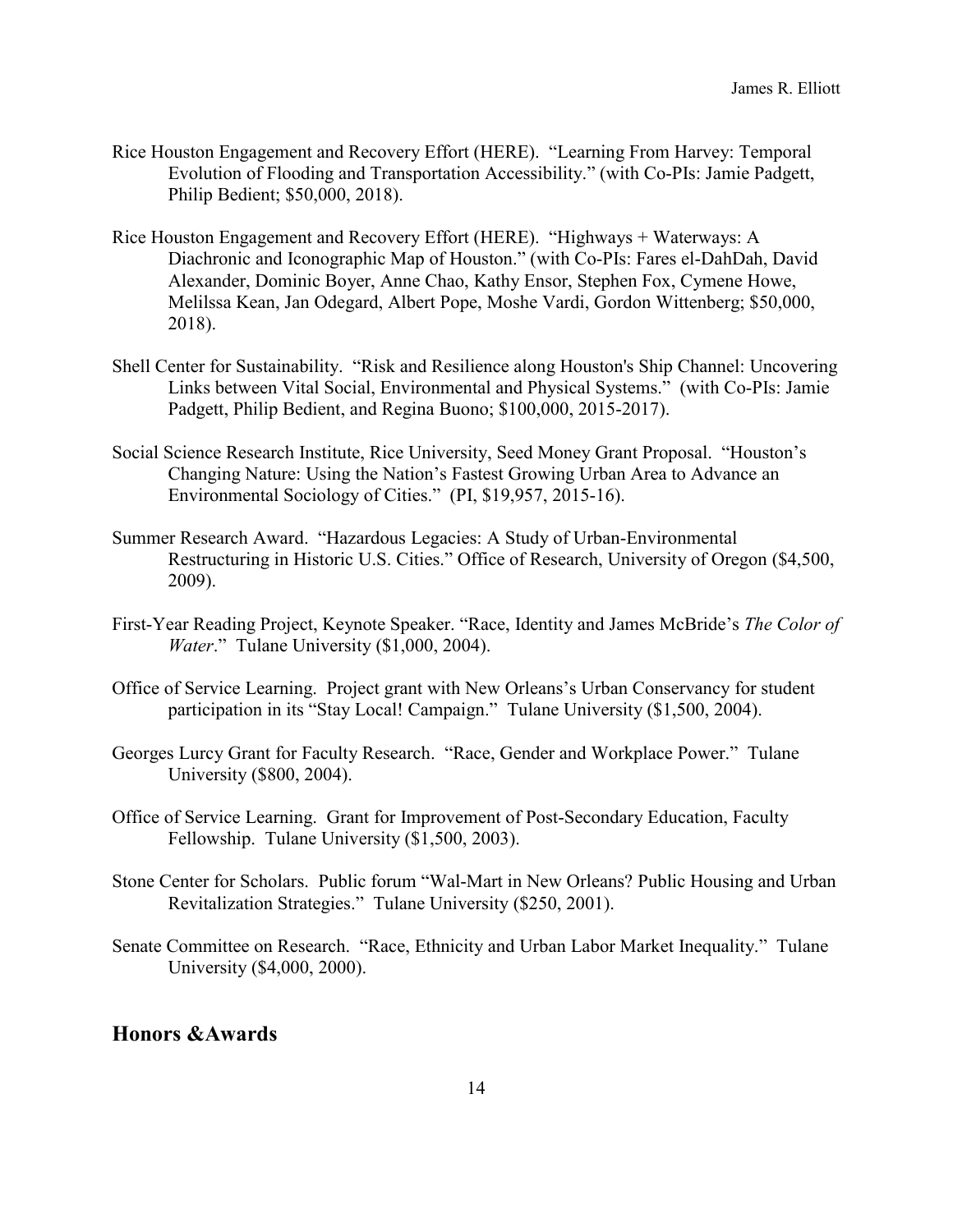Rice Houston Engagement and Recovery Effort (HERE). "Learning From Harvey: Temporal Evolution of Flooding and Transportation Accessibility." (with Co-PIs: Jamie Padgett, Philip Bedient; $50,000, 2018).

Rice Houston Engagement and Recovery Effort (HERE). "Highways + Waterways: A Diachronic and Iconographic Map of Houston." (with Co-PIs: Fares el-DahDah, David Alexander, Dominic Boyer, Anne Chao, Kathy Ensor, Stephen Fox, Cymene Howe, Melilssa Kean, Jan Odegard, Albert Pope, Moshe Vardi, Gordon Wittenberg; $50,000, 2018).

Shell Center for Sustainability. "Risk and Resilience along Houston's Ship Channel: Uncovering Links between Vital Social, Environmental and Physical Systems." (with Co-PIs: Jamie Padgett, Philip Bedient, and Regina Buono; $100,000, 2015-2017).

Social Science Research Institute, Rice University, Seed Money Grant Proposal. "Houston's Changing Nature: Using the Nation's Fastest Growing Urban Area to Advance an Environmental Sociology of Cities." (PI, $19,957, 2015-16).

Summer Research Award. "Hazardous Legacies: A Study of Urban-Environmental Restructuring in Historic U.S. Cities." Office of Research, University of Oregon ($4,500, 2009).

First-Year Reading Project, Keynote Speaker. "Race, Identity and James McBride's *The Color of Water*." Tulane University ($1,000, 2004).

Office of Service Learning. Project grant with New Orleans's Urban Conservancy for student participation in its "Stay Local! Campaign." Tulane University ($1,500, 2004).

Georges Lurcy Grant for Faculty Research. "Race, Gender and Workplace Power." Tulane University ($800, 2004).

Office of Service Learning. Grant for Improvement of Post-Secondary Education, Faculty Fellowship. Tulane University ($1,500, 2003).

Stone Center for Scholars. Public forum "Wal-Mart in New Orleans? Public Housing and Urban Revitalization Strategies." Tulane University ($250, 2001).

Senate Committee on Research. "Race, Ethnicity and Urban Labor Market Inequality." Tulane University ($4,000, 2000).

## Honors &Awards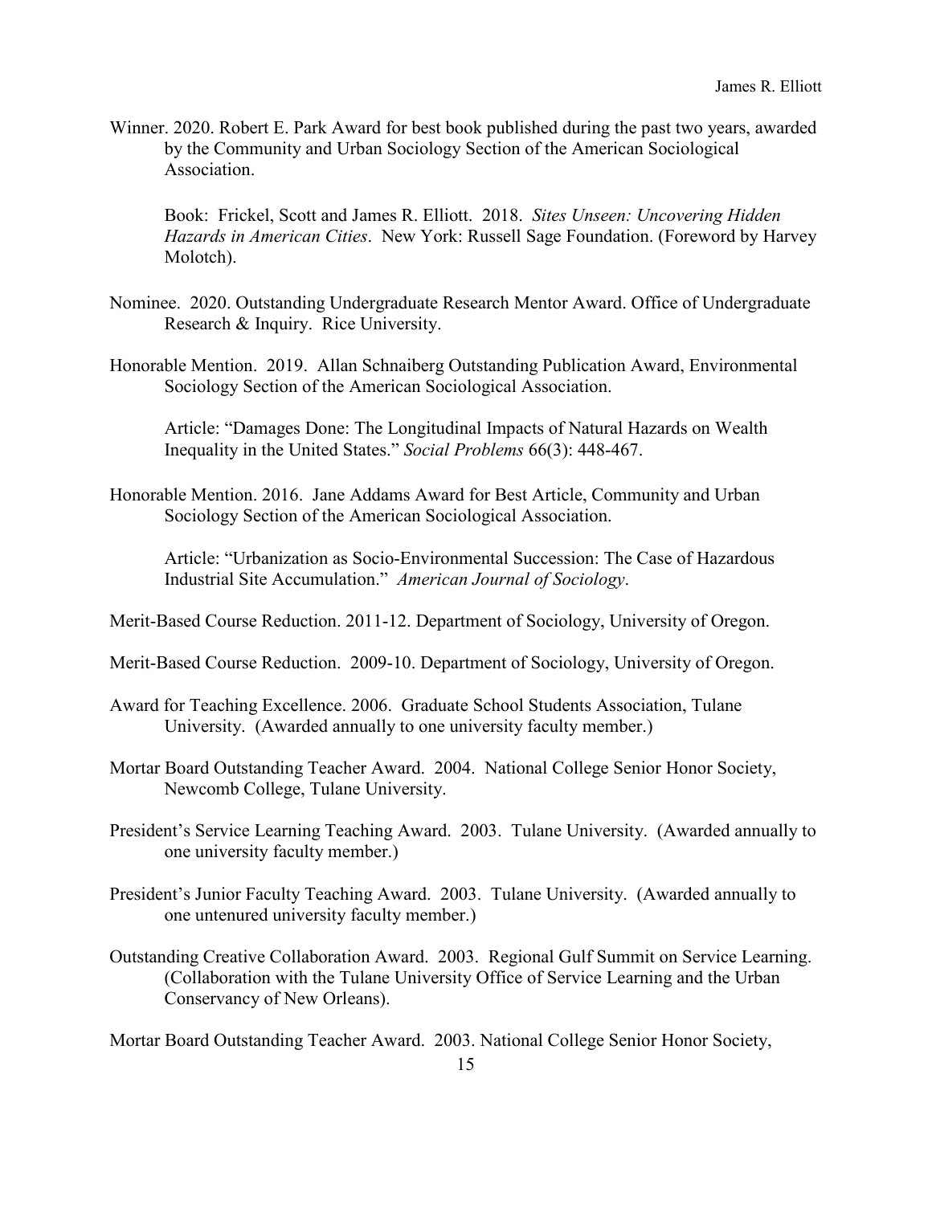Winner. 2020. Robert E. Park Award for best book published during the past two years, awarded by the Community and Urban Sociology Section of the American Sociological Association.

Book: Frickel, Scott and James R. Elliott. 2018. *Sites Unseen: Uncovering Hidden Hazards in American Cities*. New York: Russell Sage Foundation. (Foreword by Harvey Molotch).

Nominee. 2020. Outstanding Undergraduate Research Mentor Award. Office of Undergraduate Research & Inquiry. Rice University.

Honorable Mention. 2019. Allan Schnaiberg Outstanding Publication Award, Environmental Sociology Section of the American Sociological Association.

Article: "Damages Done: The Longitudinal Impacts of Natural Hazards on Wealth Inequality in the United States." *Social Problems* 66(3): 448-467.

Honorable Mention. 2016. Jane Addams Award for Best Article, Community and Urban Sociology Section of the American Sociological Association.

Article: "Urbanization as Socio-Environmental Succession: The Case of Hazardous Industrial Site Accumulation." *American Journal of Sociology*.

Merit-Based Course Reduction. 2011-12. Department of Sociology, University of Oregon.

Merit-Based Course Reduction. 2009-10. Department of Sociology, University of Oregon.

Award for Teaching Excellence. 2006. Graduate School Students Association, Tulane University. (Awarded annually to one university faculty member.)

Mortar Board Outstanding Teacher Award. 2004. National College Senior Honor Society, Newcomb College, Tulane University.

President's Service Learning Teaching Award. 2003. Tulane University. (Awarded annually to one university faculty member.)

President's Junior Faculty Teaching Award. 2003. Tulane University. (Awarded annually to one untenured university faculty member.)

Outstanding Creative Collaboration Award. 2003. Regional Gulf Summit on Service Learning. (Collaboration with the Tulane University Office of Service Learning and the Urban Conservancy of New Orleans).

Mortar Board Outstanding Teacher Award. 2003. National College Senior Honor Society,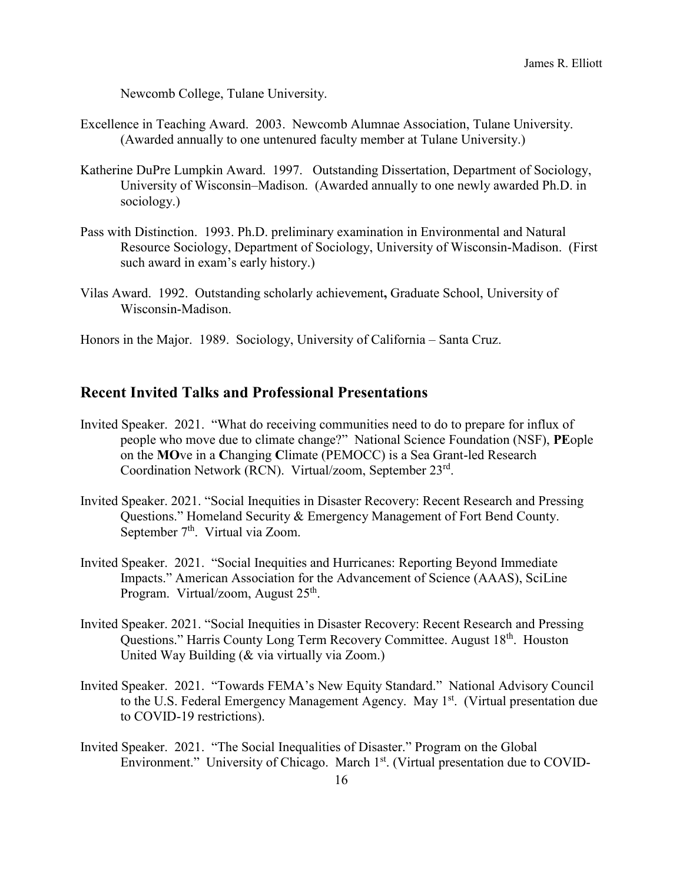Newcomb College, Tulane University.

Excellence in Teaching Award. 2003. Newcomb Alumnae Association, Tulane University. (Awarded annually to one untenured faculty member at Tulane University.)

Katherine DuPre Lumpkin Award. 1997. Outstanding Dissertation, Department of Sociology, University of Wisconsin–Madison. (Awarded annually to one newly awarded Ph.D. in sociology.)

Pass with Distinction. 1993. Ph.D. preliminary examination in Environmental and Natural Resource Sociology, Department of Sociology, University of Wisconsin-Madison. (First such award in exam's early history.)

Vilas Award. 1992. Outstanding scholarly achievement**,** Graduate School, University of Wisconsin-Madison.

Honors in the Major. 1989. Sociology, University of California – Santa Cruz.

## Recent Invited Talks and Professional Presentations

Invited Speaker. 2021. "What do receiving communities need to do to prepare for influx of people who move due to climate change?" National Science Foundation (NSF), **PE**ople on the **MO**ve in a **C**hanging **C**limate (PEMOCC) is a Sea Grant-led Research Coordination Network (RCN). Virtual/zoom, September 23rd.

Invited Speaker. 2021. "Social Inequities in Disaster Recovery: Recent Research and Pressing Questions." Homeland Security & Emergency Management of Fort Bend County. September 7th. Virtual via Zoom.

Invited Speaker. 2021. "Social Inequities and Hurricanes: Reporting Beyond Immediate Impacts." American Association for the Advancement of Science (AAAS), SciLine Program. Virtual/zoom, August 25th.

Invited Speaker. 2021. "Social Inequities in Disaster Recovery: Recent Research and Pressing Questions." Harris County Long Term Recovery Committee. August 18th. Houston United Way Building (& via virtually via Zoom.)

Invited Speaker. 2021. "Towards FEMA's New Equity Standard." National Advisory Council to the U.S. Federal Emergency Management Agency. May 1st. (Virtual presentation due to COVID-19 restrictions).

Invited Speaker. 2021. "The Social Inequalities of Disaster." Program on the Global Environment." University of Chicago. March 1st. (Virtual presentation due to COVID-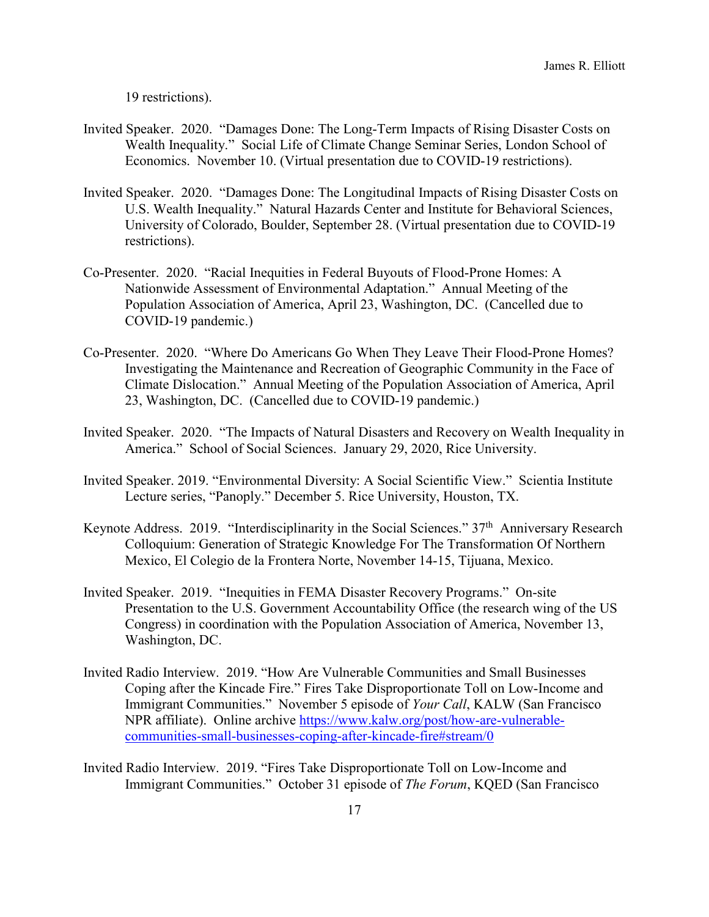19 restrictions).

Invited Speaker. 2020. "Damages Done: The Long-Term Impacts of Rising Disaster Costs on Wealth Inequality." Social Life of Climate Change Seminar Series, London School of Economics. November 10. (Virtual presentation due to COVID-19 restrictions).

Invited Speaker. 2020. "Damages Done: The Longitudinal Impacts of Rising Disaster Costs on U.S. Wealth Inequality." Natural Hazards Center and Institute for Behavioral Sciences, University of Colorado, Boulder, September 28. (Virtual presentation due to COVID-19 restrictions).

Co-Presenter. 2020. "Racial Inequities in Federal Buyouts of Flood-Prone Homes: A Nationwide Assessment of Environmental Adaptation." Annual Meeting of the Population Association of America, April 23, Washington, DC. (Cancelled due to COVID-19 pandemic.)

Co-Presenter. 2020. "Where Do Americans Go When They Leave Their Flood-Prone Homes? Investigating the Maintenance and Recreation of Geographic Community in the Face of Climate Dislocation." Annual Meeting of the Population Association of America, April 23, Washington, DC. (Cancelled due to COVID-19 pandemic.)

Invited Speaker. 2020. "The Impacts of Natural Disasters and Recovery on Wealth Inequality in America." School of Social Sciences. January 29, 2020, Rice University.

Invited Speaker. 2019. "Environmental Diversity: A Social Scientific View." Scientia Institute Lecture series, "Panoply." December 5. Rice University, Houston, TX.

Keynote Address. 2019. "Interdisciplinarity in the Social Sciences." 37th Anniversary Research Colloquium: Generation of Strategic Knowledge For The Transformation Of Northern Mexico, El Colegio de la Frontera Norte, November 14-15, Tijuana, Mexico.

Invited Speaker. 2019. "Inequities in FEMA Disaster Recovery Programs." On-site Presentation to the U.S. Government Accountability Office (the research wing of the US Congress) in coordination with the Population Association of America, November 13, Washington, DC.

Invited Radio Interview. 2019. "How Are Vulnerable Communities and Small Businesses Coping after the Kincade Fire." Fires Take Disproportionate Toll on Low-Income and Immigrant Communities." November 5 episode of *Your Call*, KALW (San Francisco NPR affiliate). Online archive https://www.kalw.org/post/how-are-vulnerable-communities-small-businesses-coping-after-kincade-fire#stream/0

Invited Radio Interview. 2019. "Fires Take Disproportionate Toll on Low-Income and Immigrant Communities." October 31 episode of *The Forum*, KQED (San Francisco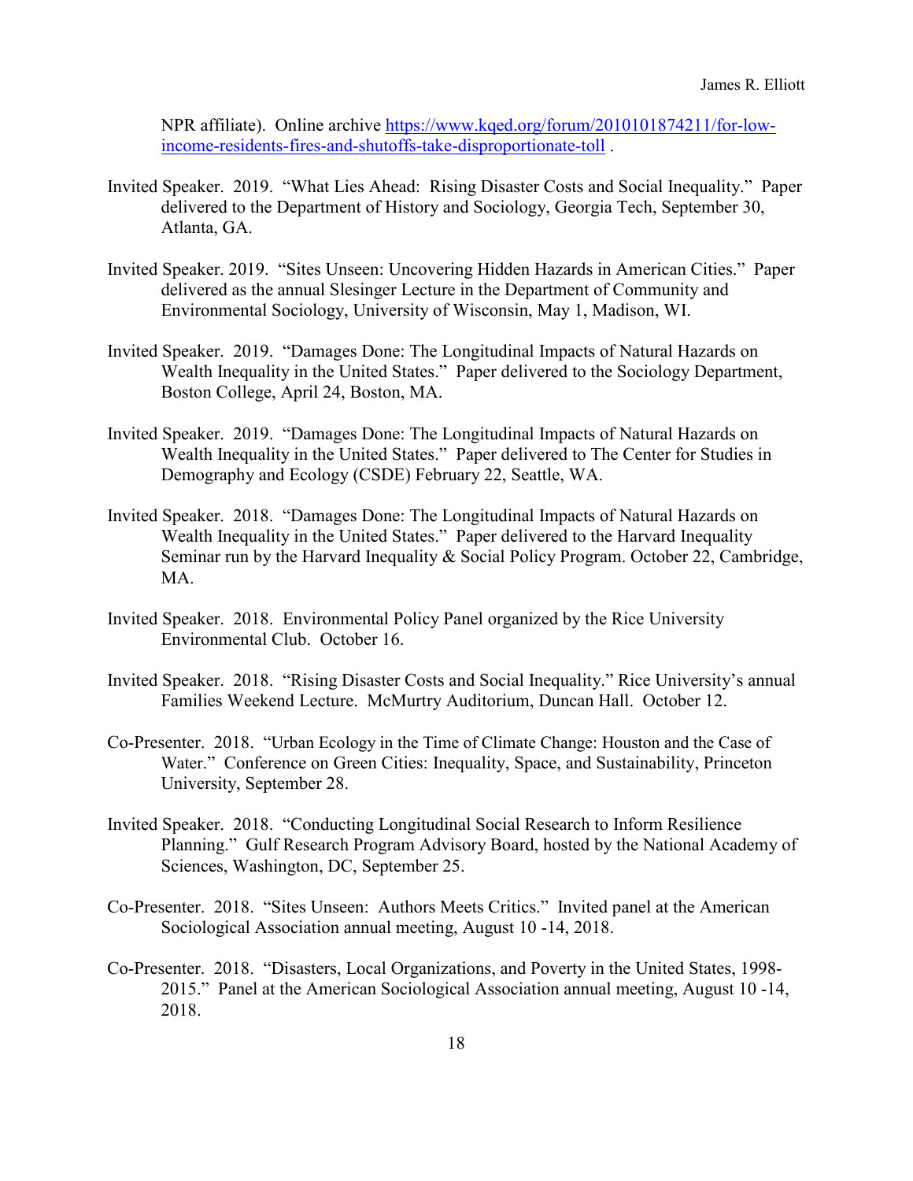NPR affiliate). Online archive [https://www.kqed.org/forum/2010101874211/for-low-income-residents-fires-and-shutoffs-take-disproportionate-toll](https://www.kqed.org/forum/2010101874211/for-low-income-residents-fires-and-shutoffs-take-disproportionate-toll) .

Invited Speaker. 2019. "What Lies Ahead: Rising Disaster Costs and Social Inequality." Paper delivered to the Department of History and Sociology, Georgia Tech, September 30, Atlanta, GA.

Invited Speaker. 2019. "Sites Unseen: Uncovering Hidden Hazards in American Cities." Paper delivered as the annual Slesinger Lecture in the Department of Community and Environmental Sociology, University of Wisconsin, May 1, Madison, WI.

Invited Speaker. 2019. "Damages Done: The Longitudinal Impacts of Natural Hazards on Wealth Inequality in the United States." Paper delivered to the Sociology Department, Boston College, April 24, Boston, MA.

Invited Speaker. 2019. "Damages Done: The Longitudinal Impacts of Natural Hazards on Wealth Inequality in the United States." Paper delivered to The Center for Studies in Demography and Ecology (CSDE) February 22, Seattle, WA.

Invited Speaker. 2018. "Damages Done: The Longitudinal Impacts of Natural Hazards on Wealth Inequality in the United States." Paper delivered to the Harvard Inequality Seminar run by the Harvard Inequality & Social Policy Program. October 22, Cambridge, MA.

Invited Speaker. 2018. Environmental Policy Panel organized by the Rice University Environmental Club. October 16.

Invited Speaker. 2018. "Rising Disaster Costs and Social Inequality." Rice University's annual Families Weekend Lecture. McMurtry Auditorium, Duncan Hall. October 12.

Co-Presenter. 2018. "Urban Ecology in the Time of Climate Change: Houston and the Case of Water." Conference on Green Cities: Inequality, Space, and Sustainability, Princeton University, September 28.

Invited Speaker. 2018. "Conducting Longitudinal Social Research to Inform Resilience Planning." Gulf Research Program Advisory Board, hosted by the National Academy of Sciences, Washington, DC, September 25.

Co-Presenter. 2018. "Sites Unseen: Authors Meets Critics." Invited panel at the American Sociological Association annual meeting, August 10 -14, 2018.

Co-Presenter. 2018. "Disasters, Local Organizations, and Poverty in the United States, 1998-2015." Panel at the American Sociological Association annual meeting, August 10 -14, 2018.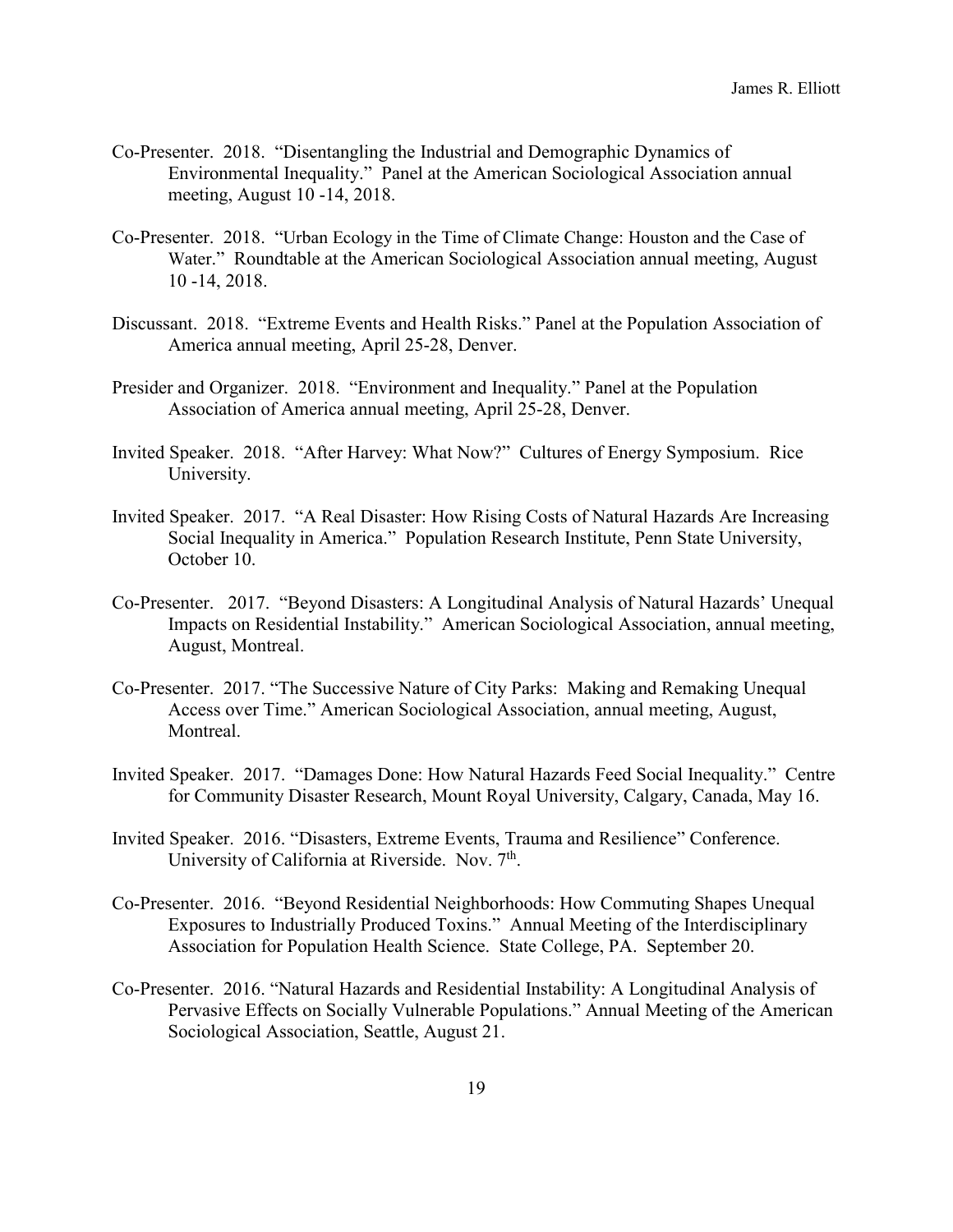Co-Presenter. 2018. "Disentangling the Industrial and Demographic Dynamics of Environmental Inequality." Panel at the American Sociological Association annual meeting, August 10 -14, 2018.

Co-Presenter. 2018. "Urban Ecology in the Time of Climate Change: Houston and the Case of Water." Roundtable at the American Sociological Association annual meeting, August 10 -14, 2018.

Discussant. 2018. "Extreme Events and Health Risks." Panel at the Population Association of America annual meeting, April 25-28, Denver.

Presider and Organizer. 2018. "Environment and Inequality." Panel at the Population Association of America annual meeting, April 25-28, Denver.

Invited Speaker. 2018. "After Harvey: What Now?" Cultures of Energy Symposium. Rice University.

Invited Speaker. 2017. "A Real Disaster: How Rising Costs of Natural Hazards Are Increasing Social Inequality in America." Population Research Institute, Penn State University, October 10.

Co-Presenter. 2017. "Beyond Disasters: A Longitudinal Analysis of Natural Hazards' Unequal Impacts on Residential Instability." American Sociological Association, annual meeting, August, Montreal.

Co-Presenter. 2017. "The Successive Nature of City Parks: Making and Remaking Unequal Access over Time." American Sociological Association, annual meeting, August, Montreal.

Invited Speaker. 2017. "Damages Done: How Natural Hazards Feed Social Inequality." Centre for Community Disaster Research, Mount Royal University, Calgary, Canada, May 16.

Invited Speaker. 2016. "Disasters, Extreme Events, Trauma and Resilience" Conference. University of California at Riverside. Nov. 7th.

Co-Presenter. 2016. "Beyond Residential Neighborhoods: How Commuting Shapes Unequal Exposures to Industrially Produced Toxins." Annual Meeting of the Interdisciplinary Association for Population Health Science. State College, PA. September 20.

Co-Presenter. 2016. "Natural Hazards and Residential Instability: A Longitudinal Analysis of Pervasive Effects on Socially Vulnerable Populations." Annual Meeting of the American Sociological Association, Seattle, August 21.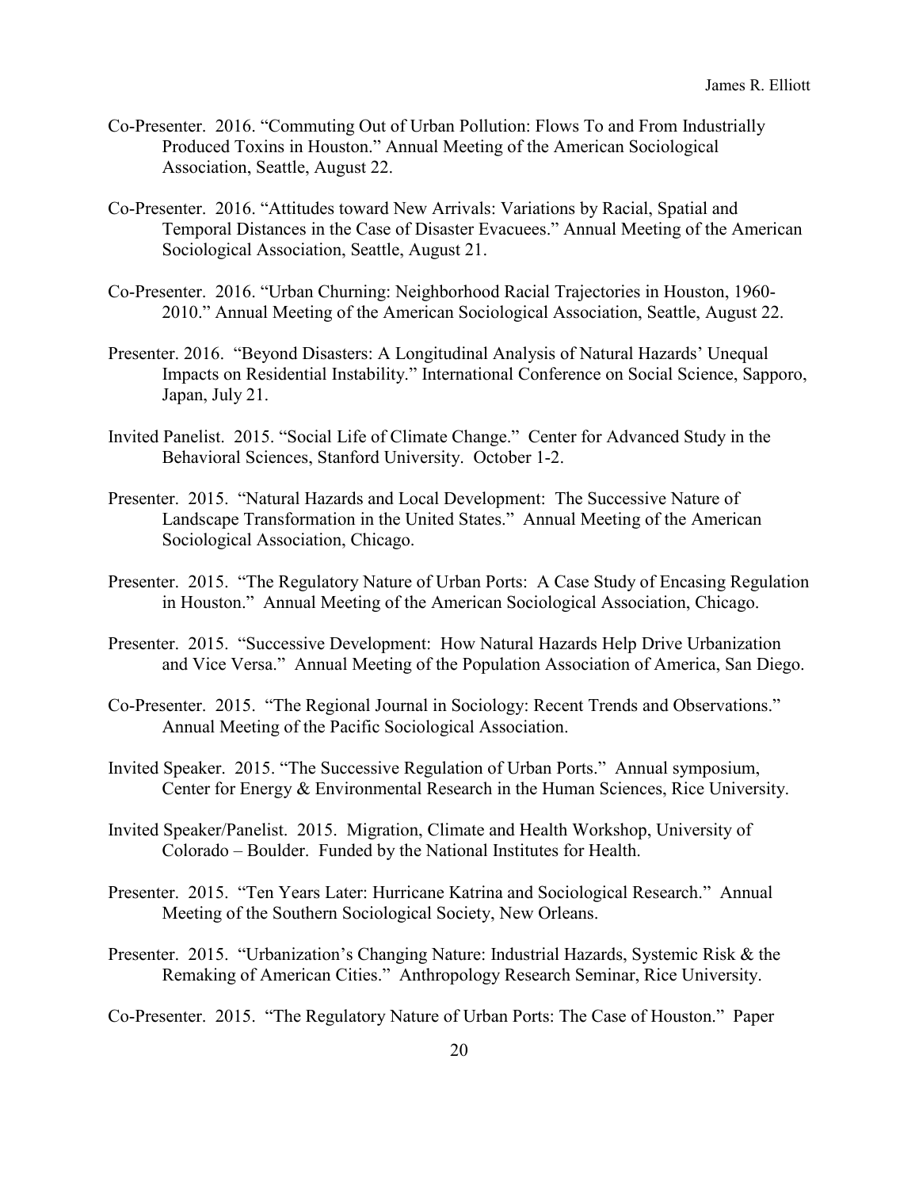Co-Presenter. 2016. "Commuting Out of Urban Pollution: Flows To and From Industrially Produced Toxins in Houston." Annual Meeting of the American Sociological Association, Seattle, August 22.

Co-Presenter. 2016. "Attitudes toward New Arrivals: Variations by Racial, Spatial and Temporal Distances in the Case of Disaster Evacuees." Annual Meeting of the American Sociological Association, Seattle, August 21.

Co-Presenter. 2016. "Urban Churning: Neighborhood Racial Trajectories in Houston, 1960-2010." Annual Meeting of the American Sociological Association, Seattle, August 22.

Presenter. 2016. "Beyond Disasters: A Longitudinal Analysis of Natural Hazards' Unequal Impacts on Residential Instability." International Conference on Social Science, Sapporo, Japan, July 21.

Invited Panelist. 2015. "Social Life of Climate Change." Center for Advanced Study in the Behavioral Sciences, Stanford University. October 1-2.

Presenter. 2015. "Natural Hazards and Local Development: The Successive Nature of Landscape Transformation in the United States." Annual Meeting of the American Sociological Association, Chicago.

Presenter. 2015. "The Regulatory Nature of Urban Ports: A Case Study of Encasing Regulation in Houston." Annual Meeting of the American Sociological Association, Chicago.

Presenter. 2015. "Successive Development: How Natural Hazards Help Drive Urbanization and Vice Versa." Annual Meeting of the Population Association of America, San Diego.

Co-Presenter. 2015. "The Regional Journal in Sociology: Recent Trends and Observations." Annual Meeting of the Pacific Sociological Association.

Invited Speaker. 2015. "The Successive Regulation of Urban Ports." Annual symposium, Center for Energy & Environmental Research in the Human Sciences, Rice University.

Invited Speaker/Panelist. 2015. Migration, Climate and Health Workshop, University of Colorado – Boulder. Funded by the National Institutes for Health.

Presenter. 2015. "Ten Years Later: Hurricane Katrina and Sociological Research." Annual Meeting of the Southern Sociological Society, New Orleans.

Presenter. 2015. "Urbanization's Changing Nature: Industrial Hazards, Systemic Risk & the Remaking of American Cities." Anthropology Research Seminar, Rice University.

Co-Presenter. 2015. "The Regulatory Nature of Urban Ports: The Case of Houston." Paper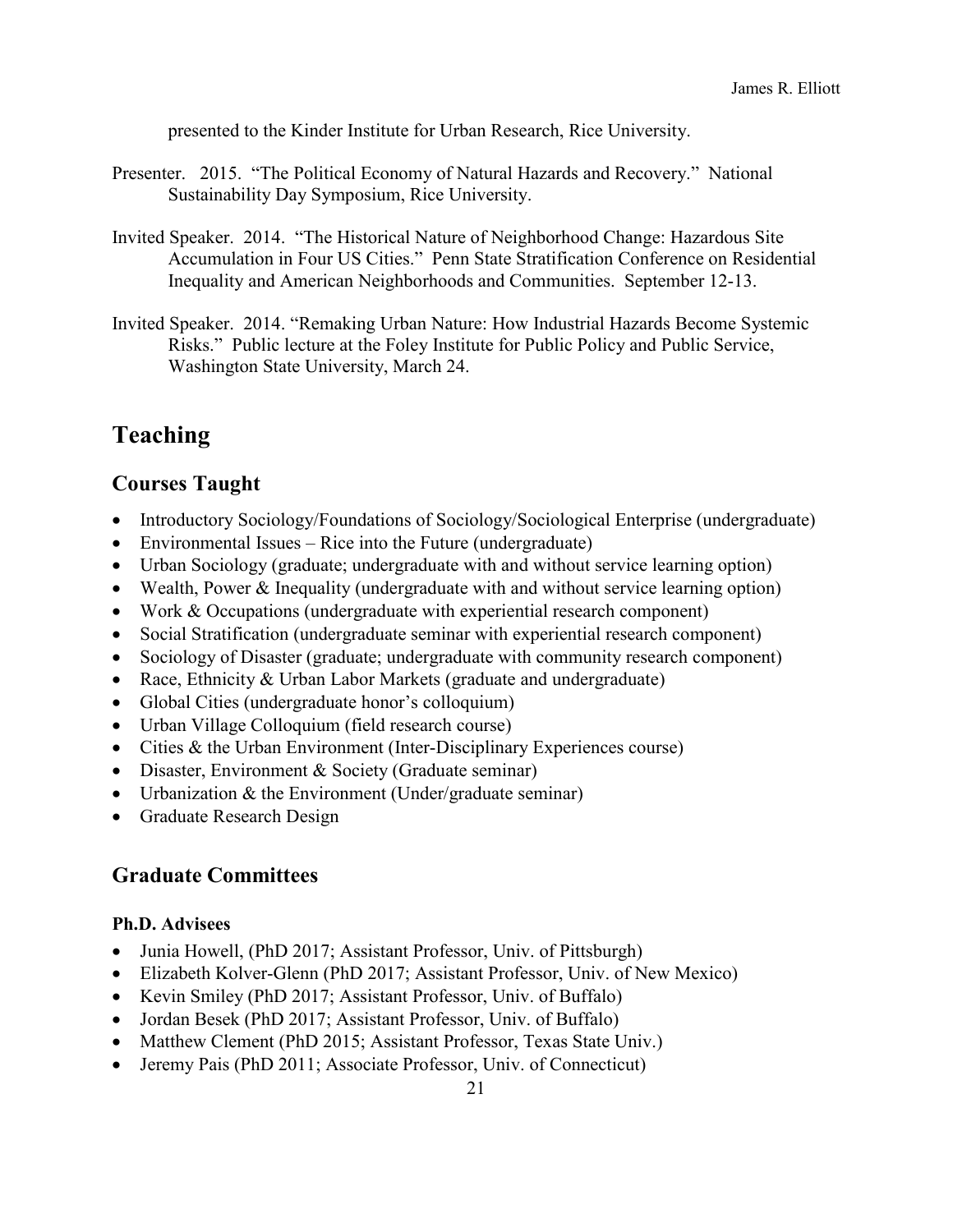presented to the Kinder Institute for Urban Research, Rice University.

Presenter. 2015. "The Political Economy of Natural Hazards and Recovery." National Sustainability Day Symposium, Rice University.

Invited Speaker. 2014. "The Historical Nature of Neighborhood Change: Hazardous Site Accumulation in Four US Cities." Penn State Stratification Conference on Residential Inequality and American Neighborhoods and Communities. September 12-13.

Invited Speaker. 2014. "Remaking Urban Nature: How Industrial Hazards Become Systemic Risks." Public lecture at the Foley Institute for Public Policy and Public Service, Washington State University, March 24.

# Teaching

## Courses Taught

- Introductory Sociology/Foundations of Sociology/Sociological Enterprise (undergraduate)
- Environmental Issues – Rice into the Future (undergraduate)
- Urban Sociology (graduate; undergraduate with and without service learning option)
- Wealth, Power & Inequality (undergraduate with and without service learning option)
- Work & Occupations (undergraduate with experiential research component)
- Social Stratification (undergraduate seminar with experiential research component)
- Sociology of Disaster (graduate; undergraduate with community research component)
- Race, Ethnicity & Urban Labor Markets (graduate and undergraduate)
- Global Cities (undergraduate honor's colloquium)
- Urban Village Colloquium (field research course)
- Cities & the Urban Environment (Inter-Disciplinary Experiences course)
- Disaster, Environment & Society (Graduate seminar)
- Urbanization & the Environment (Under/graduate seminar)
- Graduate Research Design

## Graduate Committees

### Ph.D. Advisees

- Junia Howell, (PhD 2017; Assistant Professor, Univ. of Pittsburgh)
- Elizabeth Kolver-Glenn (PhD 2017; Assistant Professor, Univ. of New Mexico)
- Kevin Smiley (PhD 2017; Assistant Professor, Univ. of Buffalo)
- Jordan Besek (PhD 2017; Assistant Professor, Univ. of Buffalo)
- Matthew Clement (PhD 2015; Assistant Professor, Texas State Univ.)
- Jeremy Pais (PhD 2011; Associate Professor, Univ. of Connecticut)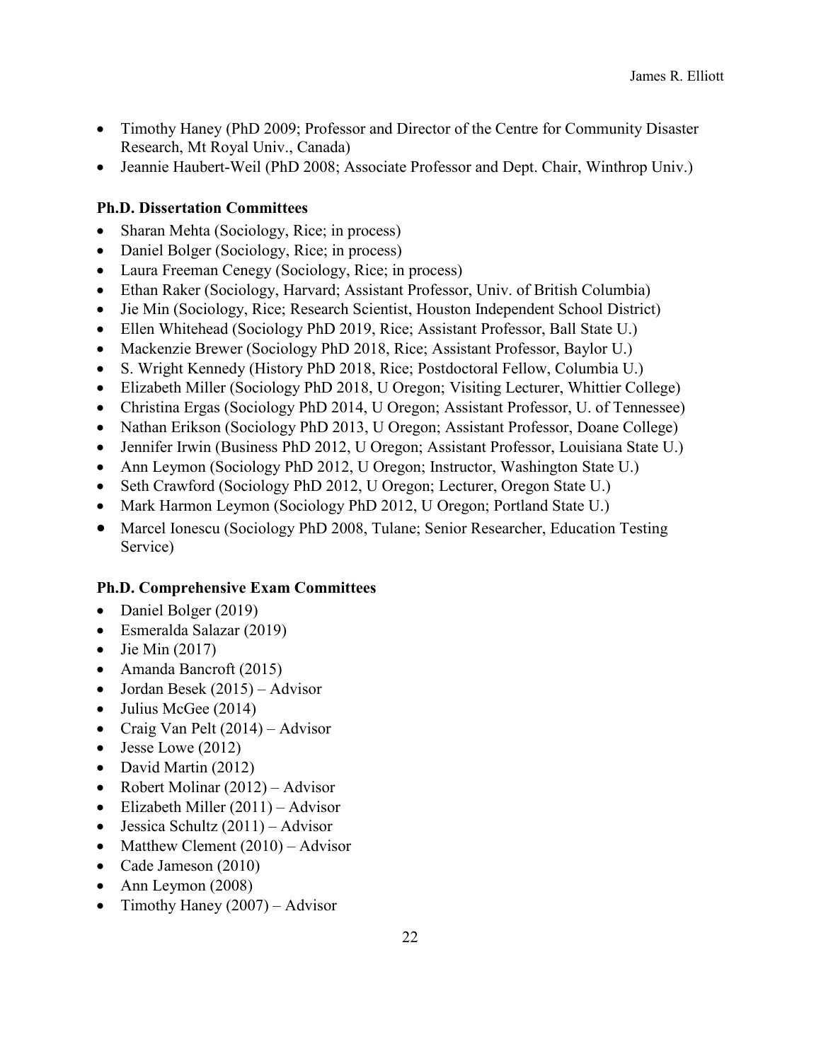- Timothy Haney (PhD 2009; Professor and Director of the Centre for Community Disaster Research, Mt Royal Univ., Canada)
- Jeannie Haubert-Weil (PhD 2008; Associate Professor and Dept. Chair, Winthrop Univ.)

**Ph.D. Dissertation Committees**

- Sharan Mehta (Sociology, Rice; in process)
- Daniel Bolger (Sociology, Rice; in process)
- Laura Freeman Cenegy (Sociology, Rice; in process)
- Ethan Raker (Sociology, Harvard; Assistant Professor, Univ. of British Columbia)
- Jie Min (Sociology, Rice; Research Scientist, Houston Independent School District)
- Ellen Whitehead (Sociology PhD 2019, Rice; Assistant Professor, Ball State U.)
- Mackenzie Brewer (Sociology PhD 2018, Rice; Assistant Professor, Baylor U.)
- S. Wright Kennedy (History PhD 2018, Rice; Postdoctoral Fellow, Columbia U.)
- Elizabeth Miller (Sociology PhD 2018, U Oregon; Visiting Lecturer, Whittier College)
- Christina Ergas (Sociology PhD 2014, U Oregon; Assistant Professor, U. of Tennessee)
- Nathan Erikson (Sociology PhD 2013, U Oregon; Assistant Professor, Doane College)
- Jennifer Irwin (Business PhD 2012, U Oregon; Assistant Professor, Louisiana State U.)
- Ann Leymon (Sociology PhD 2012, U Oregon; Instructor, Washington State U.)
- Seth Crawford (Sociology PhD 2012, U Oregon; Lecturer, Oregon State U.)
- Mark Harmon Leymon (Sociology PhD 2012, U Oregon; Portland State U.)
- Marcel Ionescu (Sociology PhD 2008, Tulane; Senior Researcher, Education Testing Service)

**Ph.D. Comprehensive Exam Committees**

- Daniel Bolger (2019)
- Esmeralda Salazar (2019)
- Jie Min (2017)
- Amanda Bancroft (2015)
- Jordan Besek (2015) – Advisor
- Julius McGee (2014)
- Craig Van Pelt (2014) – Advisor
- Jesse Lowe (2012)
- David Martin (2012)
- Robert Molinar (2012) – Advisor
- Elizabeth Miller (2011) – Advisor
- Jessica Schultz (2011) – Advisor
- Matthew Clement (2010) – Advisor
- Cade Jameson (2010)
- Ann Leymon (2008)
- Timothy Haney (2007) – Advisor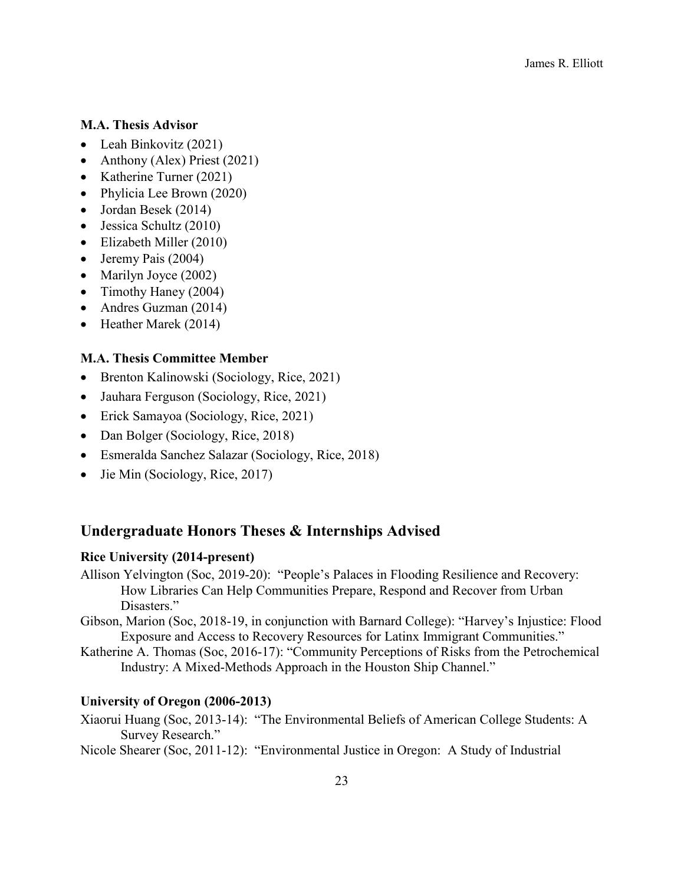### M.A. Thesis Advisor

- Leah Binkovitz (2021)
- Anthony (Alex) Priest (2021)
- Katherine Turner (2021)
- Phylicia Lee Brown (2020)
- Jordan Besek (2014)
- Jessica Schultz (2010)
- Elizabeth Miller (2010)
- Jeremy Pais (2004)
- Marilyn Joyce (2002)
- Timothy Haney (2004)
- Andres Guzman (2014)
- Heather Marek (2014)

### M.A. Thesis Committee Member

- Brenton Kalinowski (Sociology, Rice, 2021)
- Jauhara Ferguson (Sociology, Rice, 2021)
- Erick Samayoa (Sociology, Rice, 2021)
- Dan Bolger (Sociology, Rice, 2018)
- Esmeralda Sanchez Salazar (Sociology, Rice, 2018)
- Jie Min (Sociology, Rice, 2017)

## Undergraduate Honors Theses & Internships Advised

### Rice University (2014-present)

Allison Yelvington (Soc, 2019-20): "People's Palaces in Flooding Resilience and Recovery: How Libraries Can Help Communities Prepare, Respond and Recover from Urban Disasters."

Gibson, Marion (Soc, 2018-19, in conjunction with Barnard College): "Harvey's Injustice: Flood Exposure and Access to Recovery Resources for Latinx Immigrant Communities."

Katherine A. Thomas (Soc, 2016-17): "Community Perceptions of Risks from the Petrochemical Industry: A Mixed-Methods Approach in the Houston Ship Channel."

### University of Oregon (2006-2013)

Xiaorui Huang (Soc, 2013-14): "The Environmental Beliefs of American College Students: A Survey Research."

Nicole Shearer (Soc, 2011-12): "Environmental Justice in Oregon: A Study of Industrial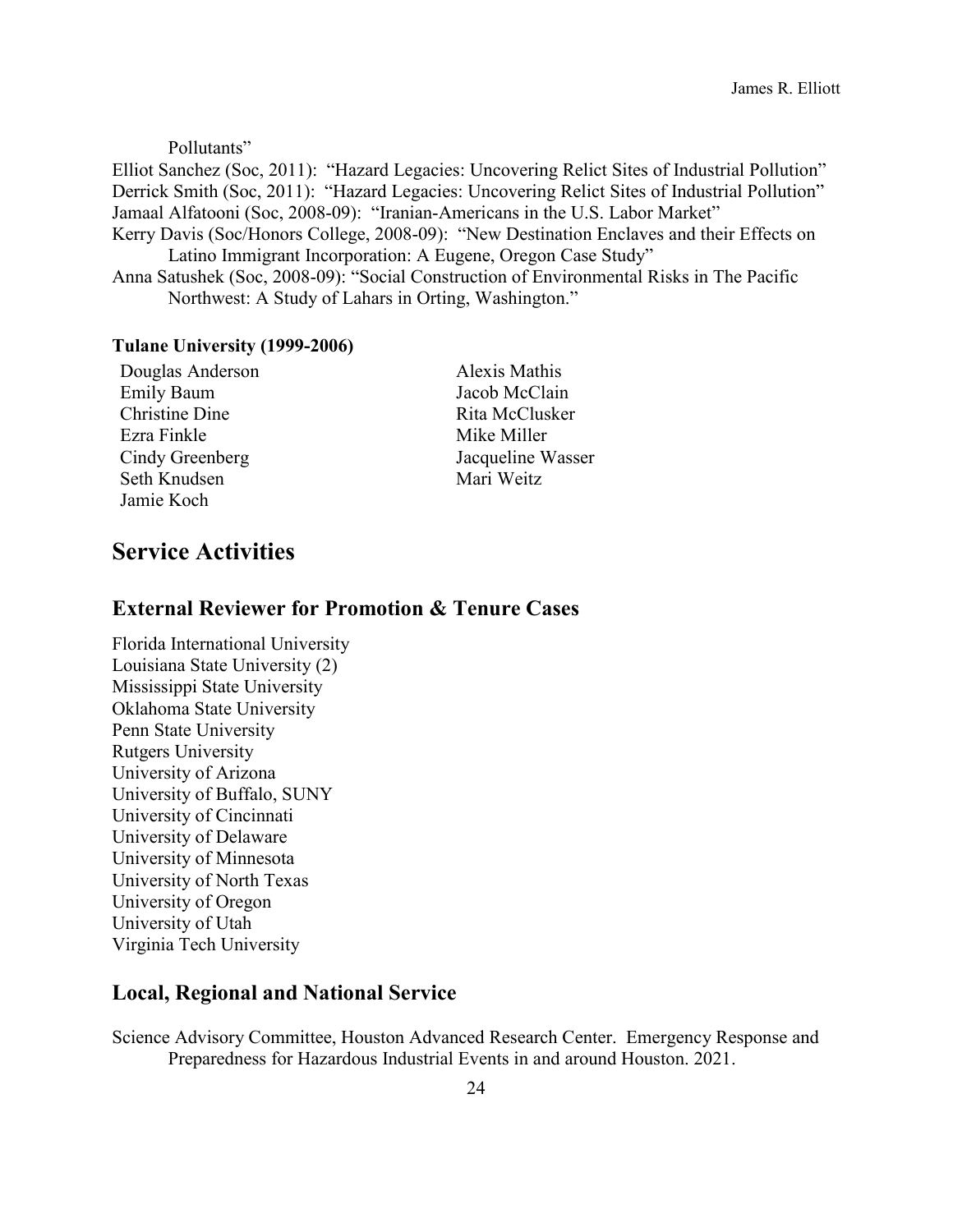Pollutants"

Elliot Sanchez (Soc, 2011): "Hazard Legacies: Uncovering Relict Sites of Industrial Pollution"
Derrick Smith (Soc, 2011): "Hazard Legacies: Uncovering Relict Sites of Industrial Pollution"
Jamaal Alfatooni (Soc, 2008-09): "Iranian-Americans in the U.S. Labor Market"
Kerry Davis (Soc/Honors College, 2008-09): "New Destination Enclaves and their Effects on Latino Immigrant Incorporation: A Eugene, Oregon Case Study"
Anna Satushek (Soc, 2008-09): "Social Construction of Environmental Risks in The Pacific Northwest: A Study of Lahars in Orting, Washington."

**Tulane University (1999-2006)**

Douglas Anderson
Emily Baum
Christine Dine
Ezra Finkle
Cindy Greenberg
Seth Knudsen
Jamie Koch
Alexis Mathis
Jacob McClain
Rita McClusker
Mike Miller
Jacqueline Wasser
Mari Weitz

# Service Activities

## External Reviewer for Promotion & Tenure Cases

Florida International University
Louisiana State University (2)
Mississippi State University
Oklahoma State University
Penn State University
Rutgers University
University of Arizona
University of Buffalo, SUNY
University of Cincinnati
University of Delaware
University of Minnesota
University of North Texas
University of Oregon
University of Utah
Virginia Tech University

## Local, Regional and National Service

Science Advisory Committee, Houston Advanced Research Center. Emergency Response and Preparedness for Hazardous Industrial Events in and around Houston. 2021.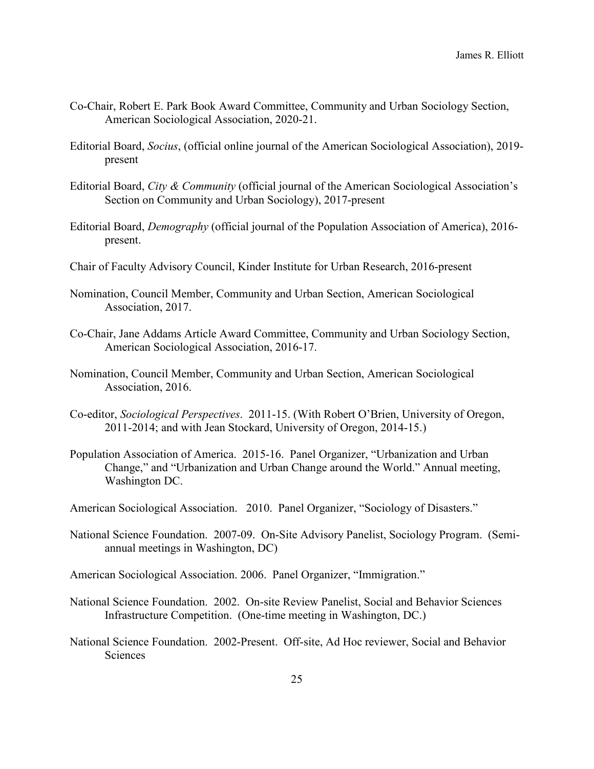Co-Chair, Robert E. Park Book Award Committee, Community and Urban Sociology Section, American Sociological Association, 2020-21.

Editorial Board, *Socius*, (official online journal of the American Sociological Association), 2019-present

Editorial Board, *City & Community* (official journal of the American Sociological Association's Section on Community and Urban Sociology), 2017-present

Editorial Board, *Demography* (official journal of the Population Association of America), 2016-present.

Chair of Faculty Advisory Council, Kinder Institute for Urban Research, 2016-present

Nomination, Council Member, Community and Urban Section, American Sociological Association, 2017.

Co-Chair, Jane Addams Article Award Committee, Community and Urban Sociology Section, American Sociological Association, 2016-17.

Nomination, Council Member, Community and Urban Section, American Sociological Association, 2016.

Co-editor, *Sociological Perspectives*. 2011-15. (With Robert O'Brien, University of Oregon, 2011-2014; and with Jean Stockard, University of Oregon, 2014-15.)

Population Association of America. 2015-16. Panel Organizer, "Urbanization and Urban Change," and "Urbanization and Urban Change around the World." Annual meeting, Washington DC.

American Sociological Association. 2010. Panel Organizer, "Sociology of Disasters."

National Science Foundation. 2007-09. On-Site Advisory Panelist, Sociology Program. (Semi-annual meetings in Washington, DC)

American Sociological Association. 2006. Panel Organizer, "Immigration."

National Science Foundation. 2002. On-site Review Panelist, Social and Behavior Sciences Infrastructure Competition. (One-time meeting in Washington, DC.)

National Science Foundation. 2002-Present. Off-site, Ad Hoc reviewer, Social and Behavior Sciences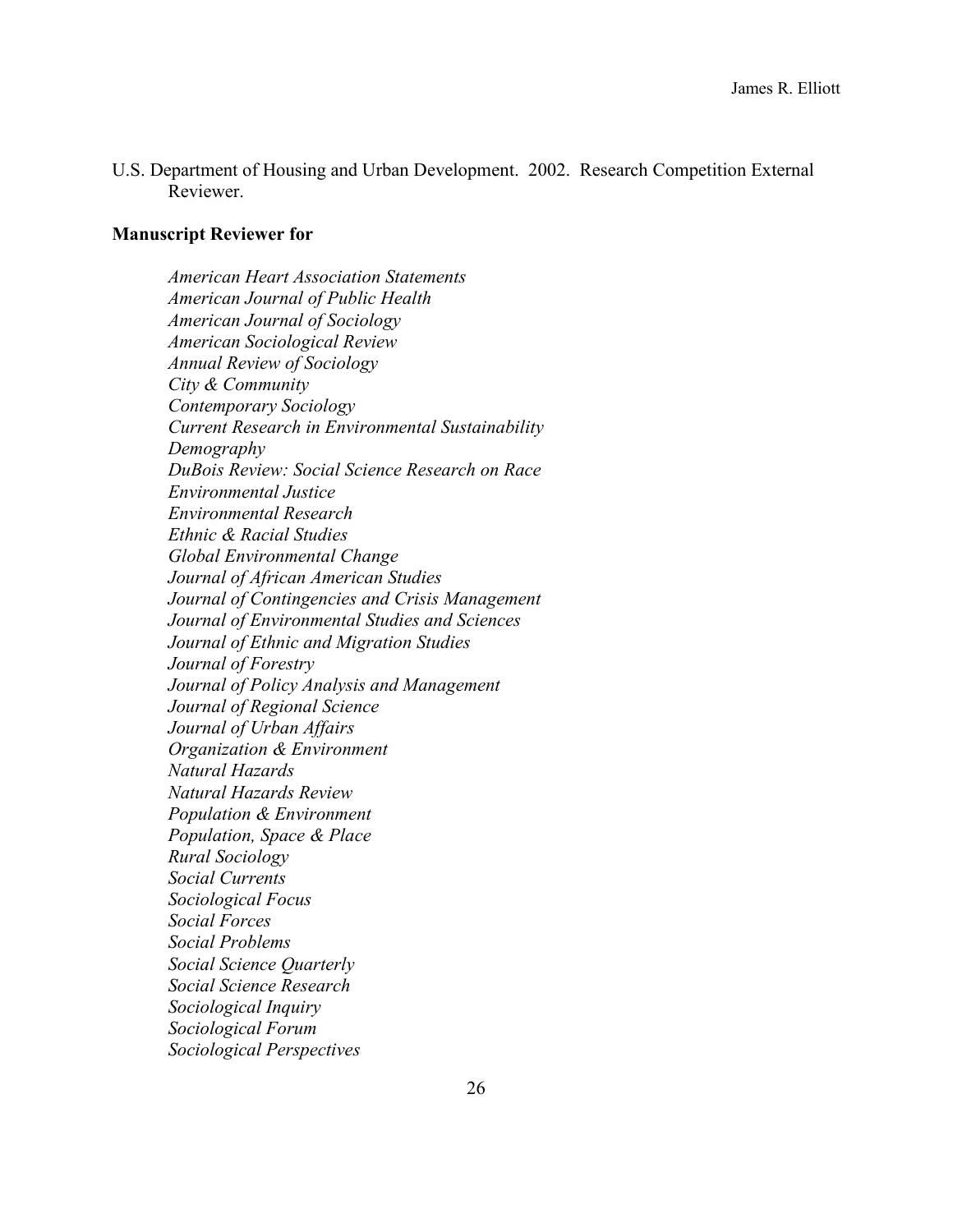U.S. Department of Housing and Urban Development. 2002. Research Competition External Reviewer.

**Manuscript Reviewer for**

*American Heart Association Statements*
*American Journal of Public Health*
*American Journal of Sociology*
*American Sociological Review*
*Annual Review of Sociology*
*City & Community*
*Contemporary Sociology*
*Current Research in Environmental Sustainability*
*Demography*
*DuBois Review: Social Science Research on Race*
*Environmental Justice*
*Environmental Research*
*Ethnic & Racial Studies*
*Global Environmental Change*
*Journal of African American Studies*
*Journal of Contingencies and Crisis Management*
*Journal of Environmental Studies and Sciences*
*Journal of Ethnic and Migration Studies*
*Journal of Forestry*
*Journal of Policy Analysis and Management*
*Journal of Regional Science*
*Journal of Urban Affairs*
*Organization & Environment*
*Natural Hazards*
*Natural Hazards Review*
*Population & Environment*
*Population, Space & Place*
*Rural Sociology*
*Social Currents*
*Sociological Focus*
*Social Forces*
*Social Problems*
*Social Science Quarterly*
*Social Science Research*
*Sociological Inquiry*
*Sociological Forum*
*Sociological Perspectives*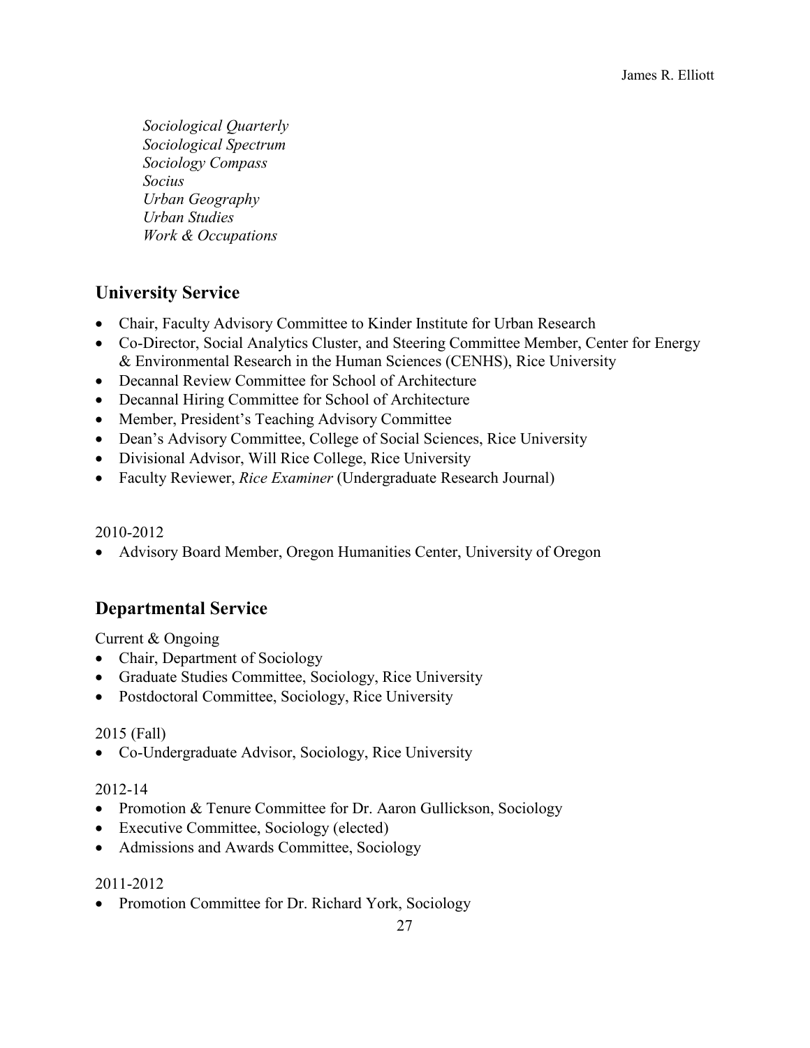*Sociological Quarterly*
*Sociological Spectrum*
*Sociology Compass*
*Socius*
*Urban Geography*
*Urban Studies*
*Work & Occupations*

## University Service

- Chair, Faculty Advisory Committee to Kinder Institute for Urban Research
- Co-Director, Social Analytics Cluster, and Steering Committee Member, Center for Energy & Environmental Research in the Human Sciences (CENHS), Rice University
- Decannal Review Committee for School of Architecture
- Decannal Hiring Committee for School of Architecture
- Member, President's Teaching Advisory Committee
- Dean's Advisory Committee, College of Social Sciences, Rice University
- Divisional Advisor, Will Rice College, Rice University
- Faculty Reviewer, *Rice Examiner* (Undergraduate Research Journal)

2010-2012

- Advisory Board Member, Oregon Humanities Center, University of Oregon

## Departmental Service

Current & Ongoing

- Chair, Department of Sociology
- Graduate Studies Committee, Sociology, Rice University
- Postdoctoral Committee, Sociology, Rice University

2015 (Fall)

- Co-Undergraduate Advisor, Sociology, Rice University

2012-14

- Promotion & Tenure Committee for Dr. Aaron Gullickson, Sociology
- Executive Committee, Sociology (elected)
- Admissions and Awards Committee, Sociology

2011-2012

- Promotion Committee for Dr. Richard York, Sociology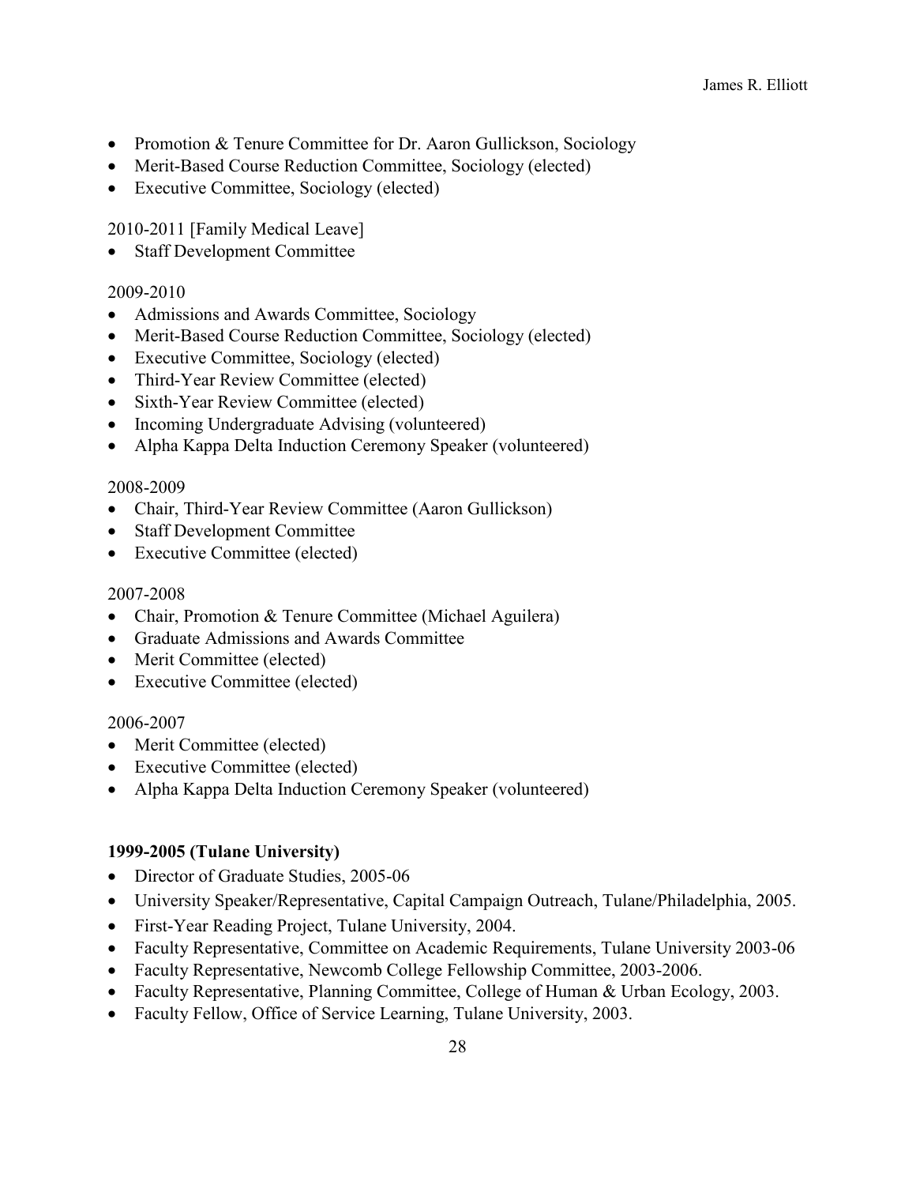- Promotion & Tenure Committee for Dr. Aaron Gullickson, Sociology
- Merit-Based Course Reduction Committee, Sociology (elected)
- Executive Committee, Sociology (elected)

2010-2011 [Family Medical Leave]

- Staff Development Committee

2009-2010

- Admissions and Awards Committee, Sociology
- Merit-Based Course Reduction Committee, Sociology (elected)
- Executive Committee, Sociology (elected)
- Third-Year Review Committee (elected)
- Sixth-Year Review Committee (elected)
- Incoming Undergraduate Advising (volunteered)
- Alpha Kappa Delta Induction Ceremony Speaker (volunteered)

2008-2009

- Chair, Third-Year Review Committee (Aaron Gullickson)
- Staff Development Committee
- Executive Committee (elected)

2007-2008

- Chair, Promotion & Tenure Committee (Michael Aguilera)
- Graduate Admissions and Awards Committee
- Merit Committee (elected)
- Executive Committee (elected)

2006-2007

- Merit Committee (elected)
- Executive Committee (elected)
- Alpha Kappa Delta Induction Ceremony Speaker (volunteered)

**1999-2005 (Tulane University)**

- Director of Graduate Studies, 2005-06
- University Speaker/Representative, Capital Campaign Outreach, Tulane/Philadelphia, 2005.
- First-Year Reading Project, Tulane University, 2004.
- Faculty Representative, Committee on Academic Requirements, Tulane University 2003-06
- Faculty Representative, Newcomb College Fellowship Committee, 2003-2006.
- Faculty Representative, Planning Committee, College of Human & Urban Ecology, 2003.
- Faculty Fellow, Office of Service Learning, Tulane University, 2003.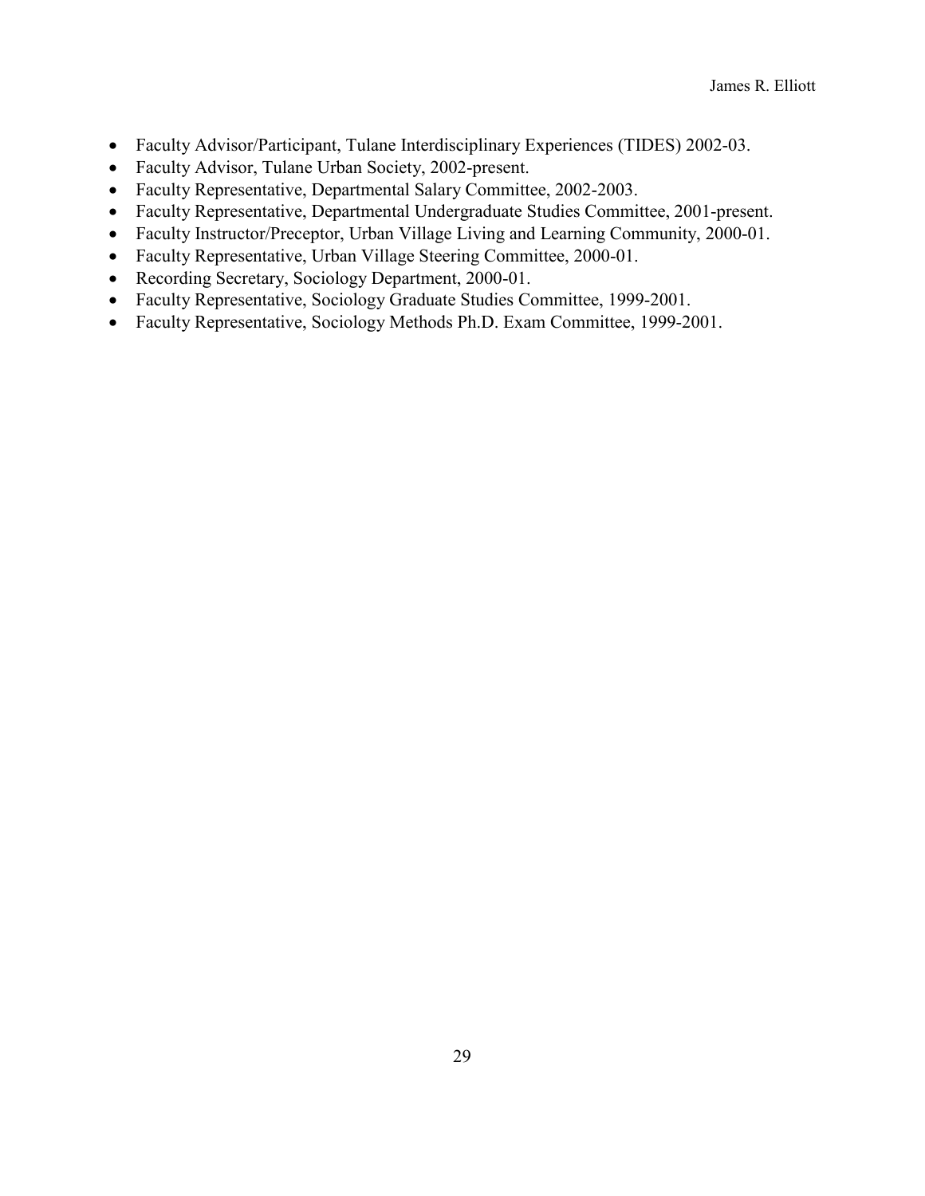- Faculty Advisor/Participant, Tulane Interdisciplinary Experiences (TIDES) 2002-03.
- Faculty Advisor, Tulane Urban Society, 2002-present.
- Faculty Representative, Departmental Salary Committee, 2002-2003.
- Faculty Representative, Departmental Undergraduate Studies Committee, 2001-present.
- Faculty Instructor/Preceptor, Urban Village Living and Learning Community, 2000-01.
- Faculty Representative, Urban Village Steering Committee, 2000-01.
- Recording Secretary, Sociology Department, 2000-01.
- Faculty Representative, Sociology Graduate Studies Committee, 1999-2001.
- Faculty Representative, Sociology Methods Ph.D. Exam Committee, 1999-2001.